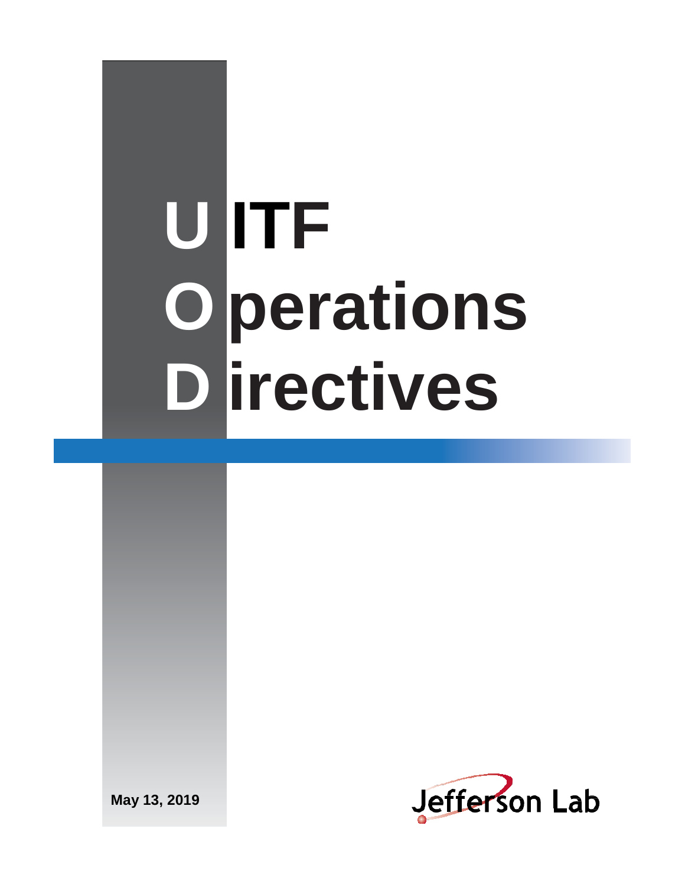# UITF Operations Directives

May 13, 2019

Jefferson Lab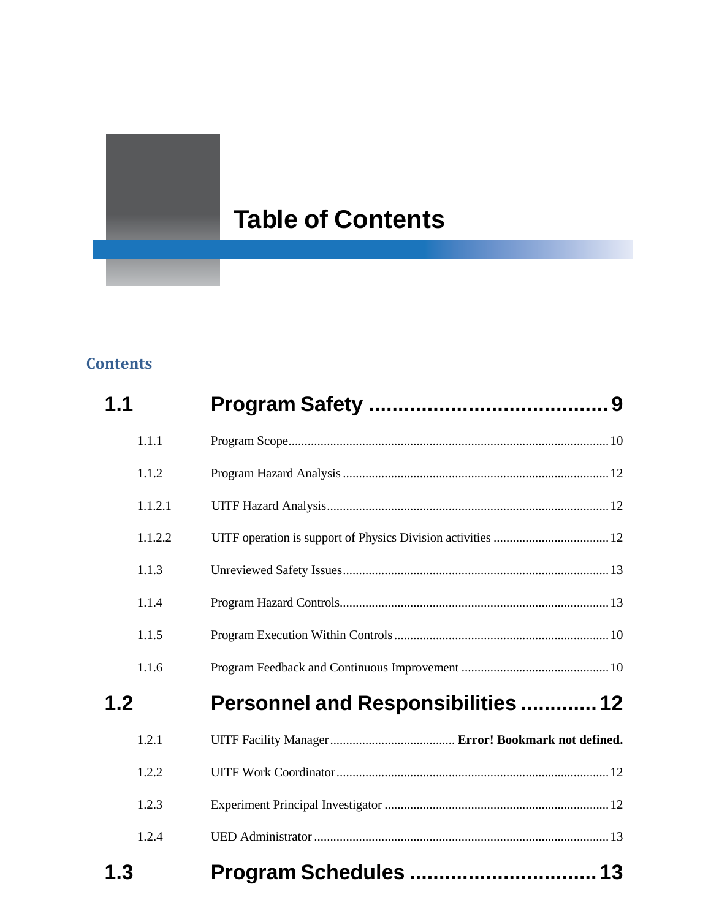# Table of Contents

## Contents

**1.1 Program Safety ........................................ 9**

- 1.1.1 Program Scope ........................................ 10
- 1.1.2 Program Hazard Analysis ........................................ 12
- 1.1.2.1 UITF Hazard Analysis ........................................ 12
- 1.1.2.2 UITF operation is support of Physics Division activities ........................................ 12
- 1.1.3 Unreviewed Safety Issues ........................................ 13
- 1.1.4 Program Hazard Controls ........................................ 13
- 1.1.5 Program Execution Within Controls ........................................ 10
- 1.1.6 Program Feedback and Continuous Improvement ........................................ 10

**1.2 Personnel and Responsibilities ............. 12**

- 1.2.1 UITF Facility Manager ........................................ **Error! Bookmark not defined.**
- 1.2.2 UITF Work Coordinator ........................................ 12
- 1.2.3 Experiment Principal Investigator ........................................ 12
- 1.2.4 UED Administrator ........................................ 13

**1.3 Program Schedules ................................ 13**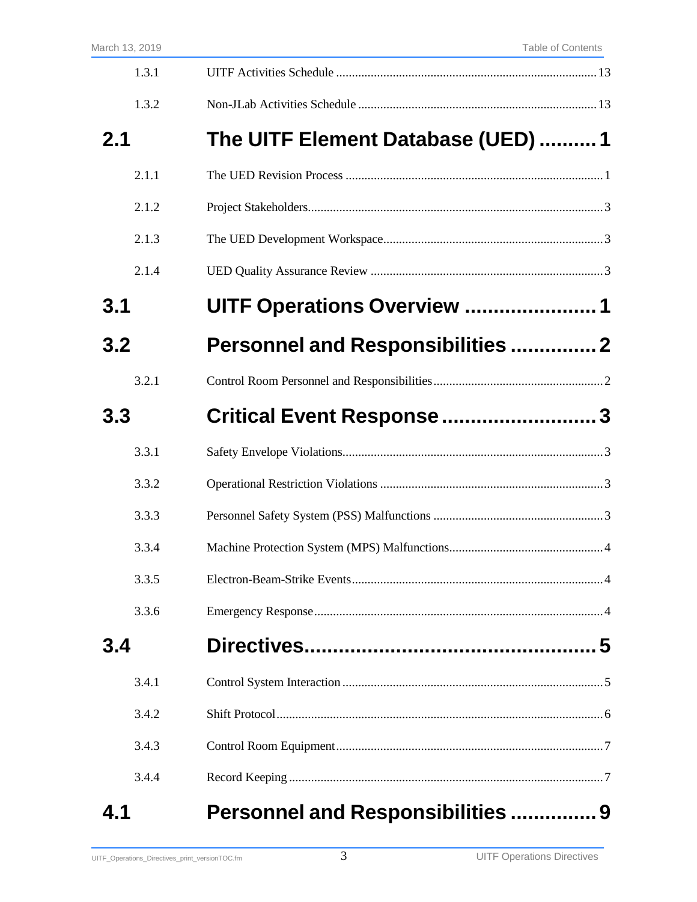| | | |
|---|---|---|
| 1.3.1 | UITF Activities Schedule | 13 |
| 1.3.2 | Non-JLab Activities Schedule | 13 |
| **2.1** | **The UITF Element Database (UED)** | **1** |
| 2.1.1 | The UED Revision Process | 1 |
| 2.1.2 | Project Stakeholders | 3 |
| 2.1.3 | The UED Development Workspace | 3 |
| 2.1.4 | UED Quality Assurance Review | 3 |
| **3.1** | **UITF Operations Overview** | **1** |
| **3.2** | **Personnel and Responsibilities** | **2** |
| 3.2.1 | Control Room Personnel and Responsibilities | 2 |
| **3.3** | **Critical Event Response** | **3** |
| 3.3.1 | Safety Envelope Violations | 3 |
| 3.3.2 | Operational Restriction Violations | 3 |
| 3.3.3 | Personnel Safety System (PSS) Malfunctions | 3 |
| 3.3.4 | Machine Protection System (MPS) Malfunctions | 4 |
| 3.3.5 | Electron-Beam-Strike Events | 4 |
| 3.3.6 | Emergency Response | 4 |
| **3.4** | **Directives** | **5** |
| 3.4.1 | Control System Interaction | 5 |
| 3.4.2 | Shift Protocol | 6 |
| 3.4.3 | Control Room Equipment | 7 |
| 3.4.4 | Record Keeping | 7 |
| **4.1** | **Personnel and Responsibilities** | **9** |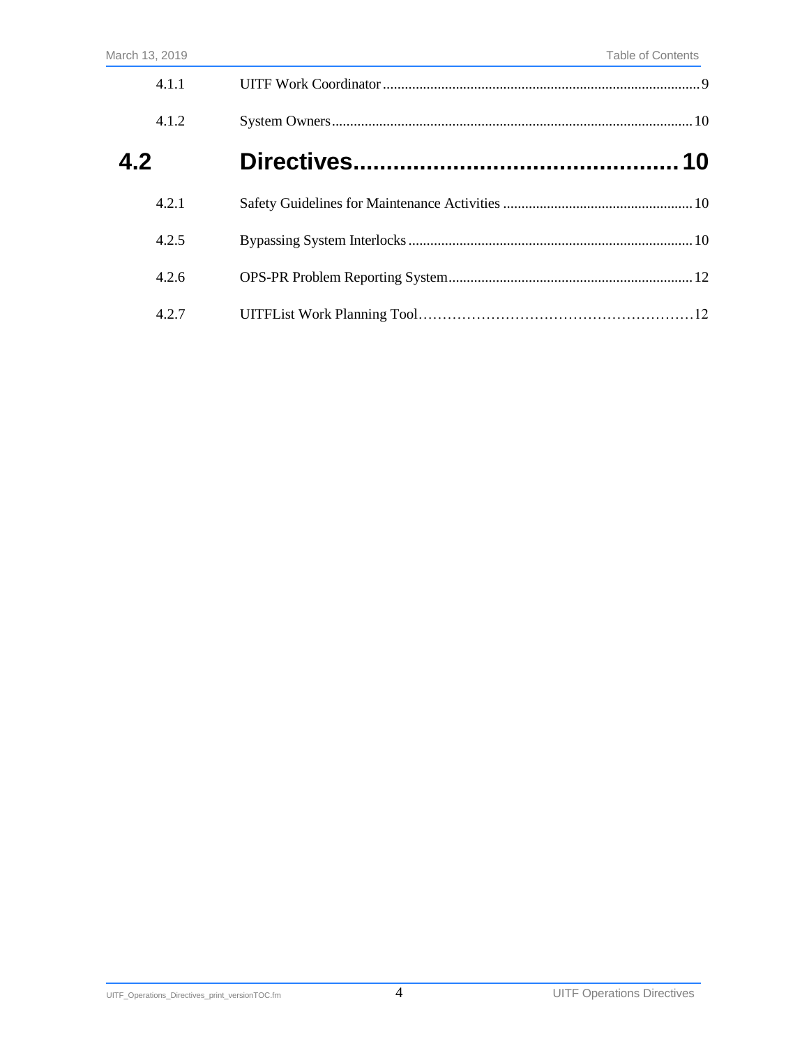| | | |
|---|---|---|
| 4.1.1 | UITF Work Coordinator | 9 |
| 4.1.2 | System Owners | 10 |
| **4.2** | **Directives** | **10** |
| 4.2.1 | Safety Guidelines for Maintenance Activities | 10 |
| 4.2.5 | Bypassing System Interlocks | 10 |
| 4.2.6 | OPS-PR Problem Reporting System | 12 |
| 4.2.7 | UITFList Work Planning Tool | 12 |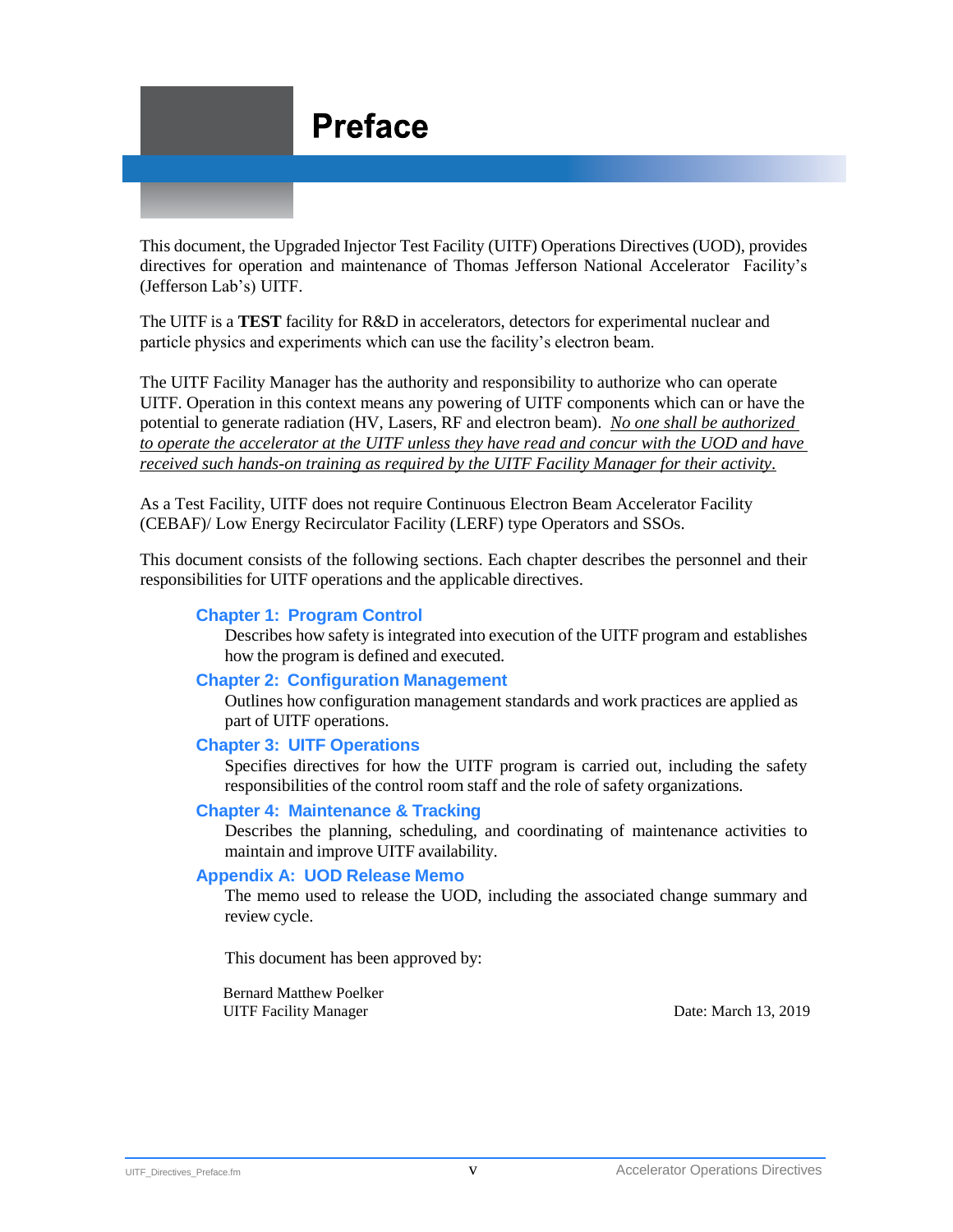# Preface

This document, the Upgraded Injector Test Facility (UITF) Operations Directives (UOD), provides directives for operation and maintenance of Thomas Jefferson National Accelerator Facility's (Jefferson Lab's) UITF.

The UITF is a **TEST** facility for R&D in accelerators, detectors for experimental nuclear and particle physics and experiments which can use the facility's electron beam.

The UITF Facility Manager has the authority and responsibility to authorize who can operate UITF. Operation in this context means any powering of UITF components which can or have the potential to generate radiation (HV, Lasers, RF and electron beam). *No one shall be authorized to operate the accelerator at the UITF unless they have read and concur with the UOD and have received such hands-on training as required by the UITF Facility Manager for their activity.*

As a Test Facility, UITF does not require Continuous Electron Beam Accelerator Facility (CEBAF)/ Low Energy Recirculator Facility (LERF) type Operators and SSOs.

This document consists of the following sections. Each chapter describes the personnel and their responsibilities for UITF operations and the applicable directives.

**Chapter 1: Program Control**
Describes how safety is integrated into execution of the UITF program and establishes how the program is defined and executed.

**Chapter 2: Configuration Management**
Outlines how configuration management standards and work practices are applied as part of UITF operations.

**Chapter 3: UITF Operations**
Specifies directives for how the UITF program is carried out, including the safety responsibilities of the control room staff and the role of safety organizations.

**Chapter 4: Maintenance & Tracking**
Describes the planning, scheduling, and coordinating of maintenance activities to maintain and improve UITF availability.

**Appendix A: UOD Release Memo**
The memo used to release the UOD, including the associated change summary and review cycle.

This document has been approved by:

Bernard Matthew Poelker
UITF Facility Manager

Date: March 13, 2019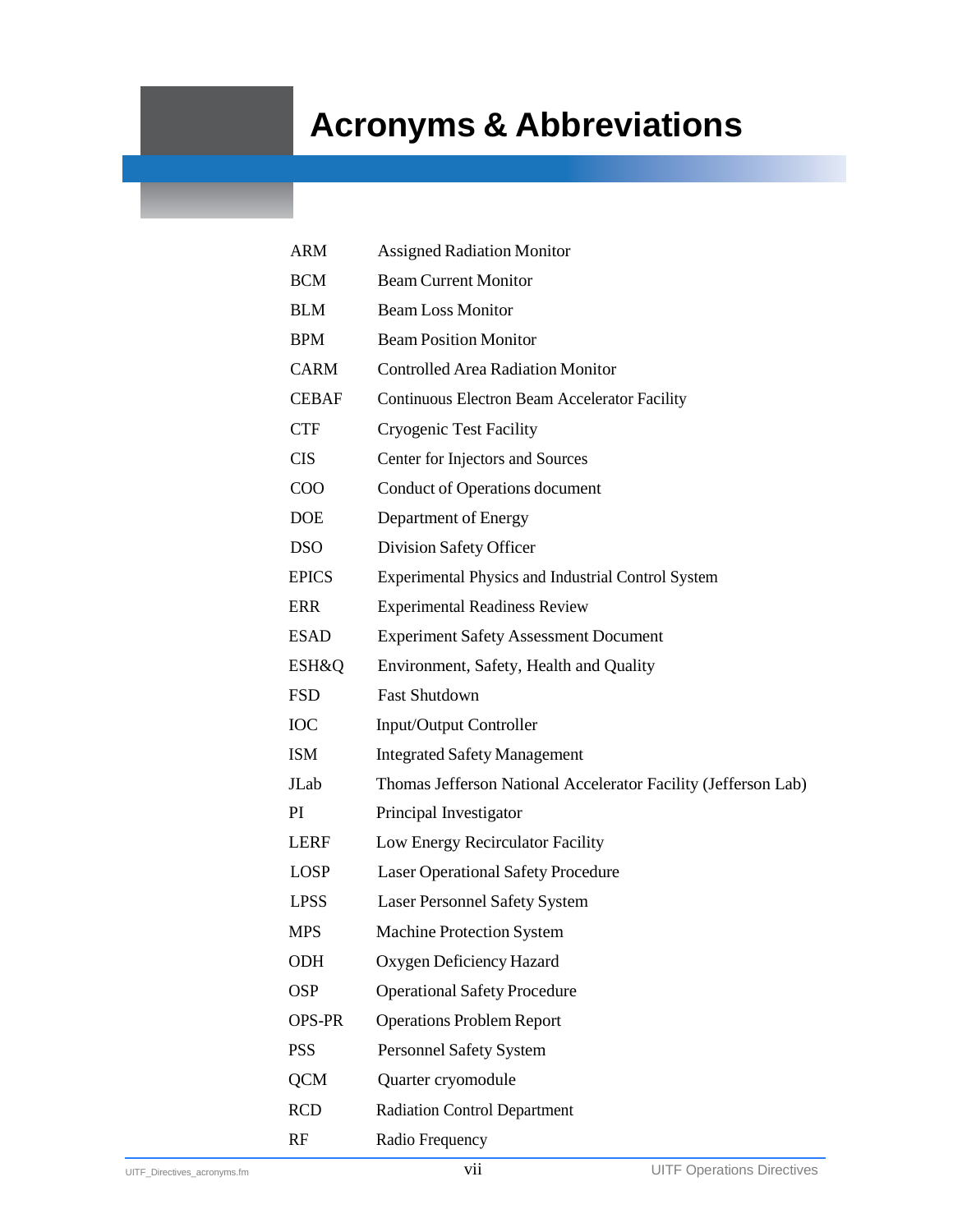# Acronyms & Abbreviations

| | |
|---|---|
| ARM | Assigned Radiation Monitor |
| BCM | Beam Current Monitor |
| BLM | Beam Loss Monitor |
| BPM | Beam Position Monitor |
| CARM | Controlled Area Radiation Monitor |
| CEBAF | Continuous Electron Beam Accelerator Facility |
| CTF | Cryogenic Test Facility |
| CIS | Center for Injectors and Sources |
| COO | Conduct of Operations document |
| DOE | Department of Energy |
| DSO | Division Safety Officer |
| EPICS | Experimental Physics and Industrial Control System |
| ERR | Experimental Readiness Review |
| ESAD | Experiment Safety Assessment Document |
| ESH&Q | Environment, Safety, Health and Quality |
| FSD | Fast Shutdown |
| IOC | Input/Output Controller |
| ISM | Integrated Safety Management |
| JLab | Thomas Jefferson National Accelerator Facility (Jefferson Lab) |
| PI | Principal Investigator |
| LERF | Low Energy Recirculator Facility |
| LOSP | Laser Operational Safety Procedure |
| LPSS | Laser Personnel Safety System |
| MPS | Machine Protection System |
| ODH | Oxygen Deficiency Hazard |
| OSP | Operational Safety Procedure |
| OPS-PR | Operations Problem Report |
| PSS | Personnel Safety System |
| QCM | Quarter cryomodule |
| RCD | Radiation Control Department |
| RF | Radio Frequency |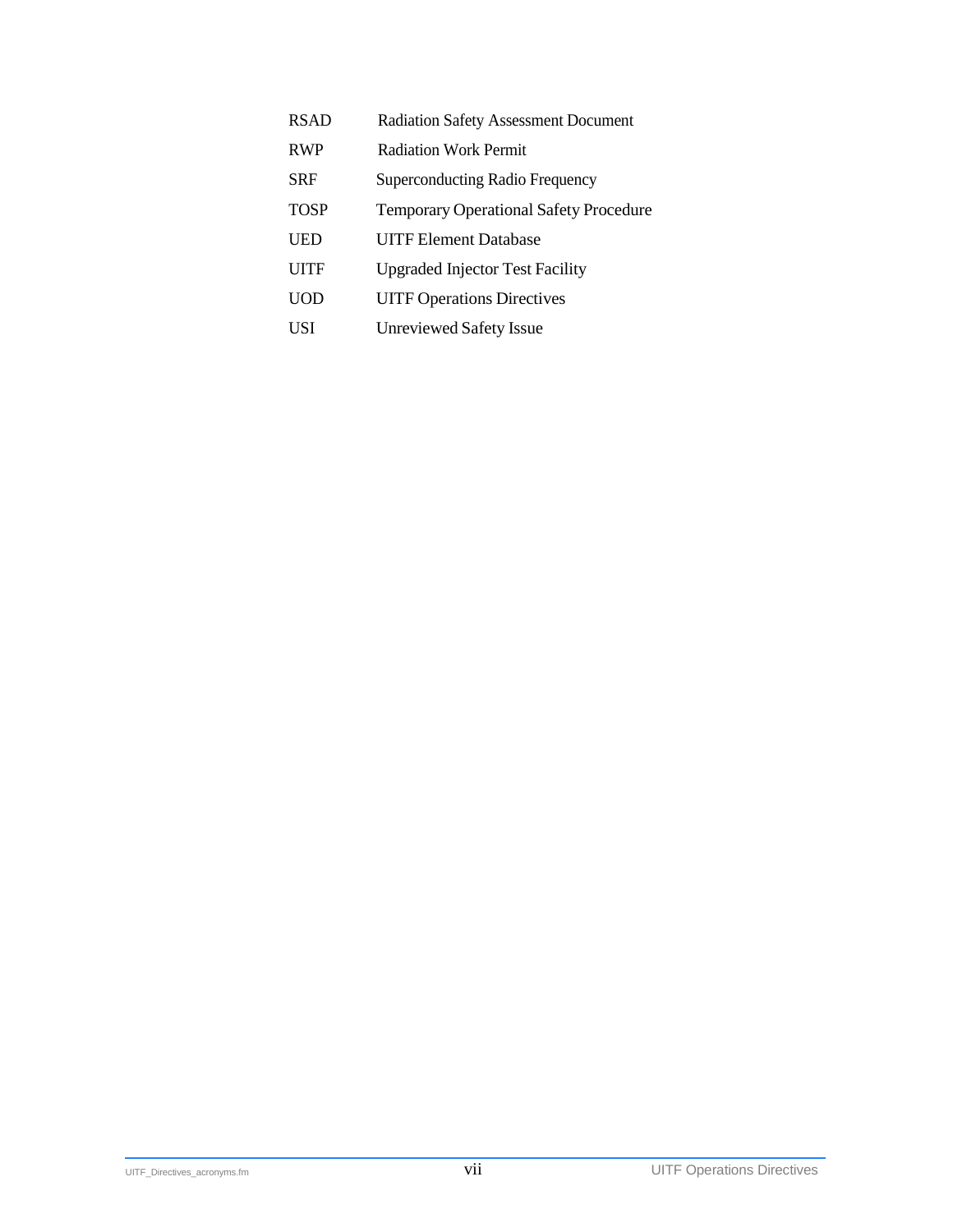| | |
|---|---|
| RSAD | Radiation Safety Assessment Document |
| RWP | Radiation Work Permit |
| SRF | Superconducting Radio Frequency |
| TOSP | Temporary Operational Safety Procedure |
| UED | UITF Element Database |
| UITF | Upgraded Injector Test Facility |
| UOD | UITF Operations Directives |
| USI | Unreviewed Safety Issue |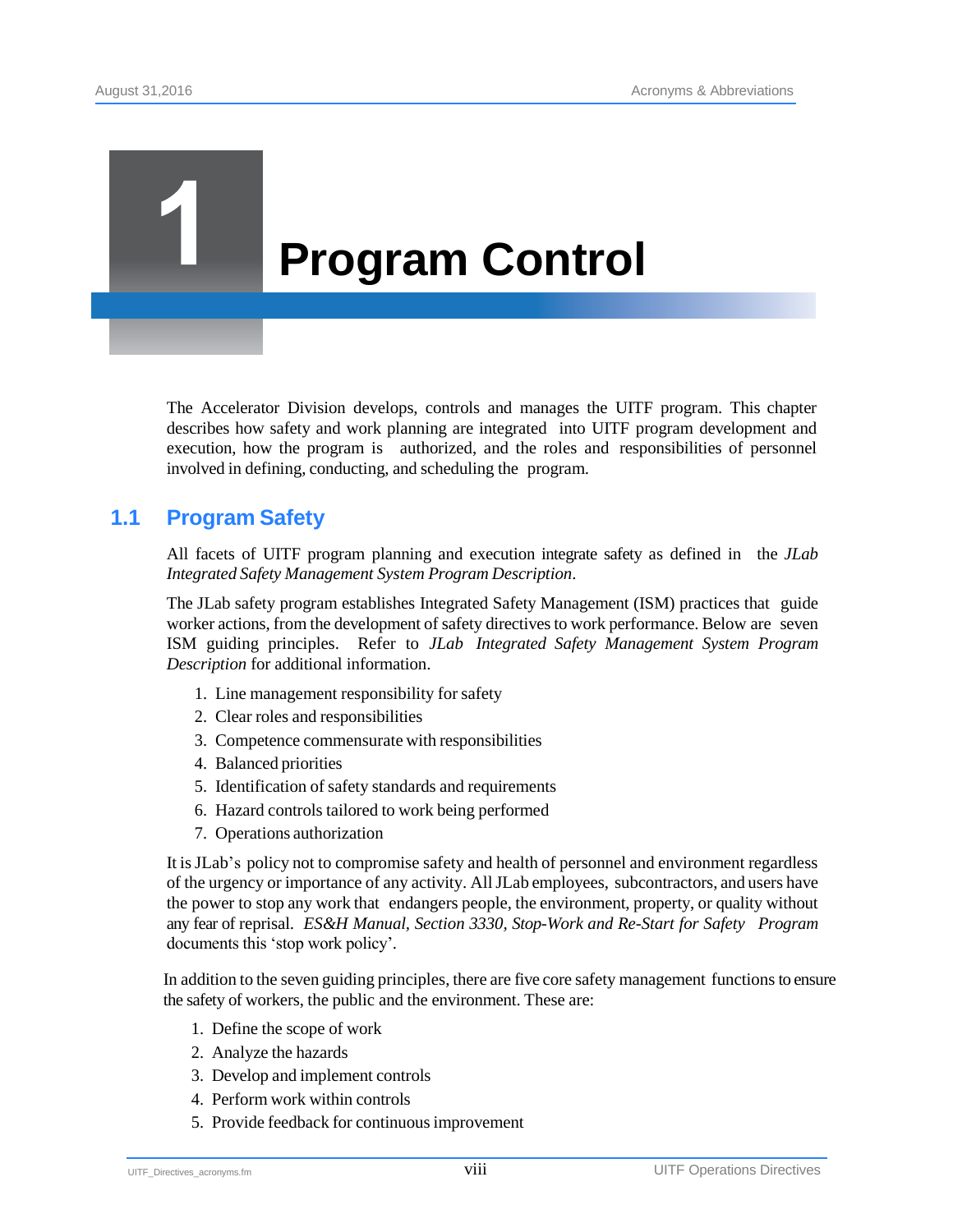# 1 Program Control

The Accelerator Division develops, controls and manages the UITF program. This chapter describes how safety and work planning are integrated into UITF program development and execution, how the program is authorized, and the roles and responsibilities of personnel involved in defining, conducting, and scheduling the program.

## 1.1 Program Safety

All facets of UITF program planning and execution integrate safety as defined in the *JLab Integrated Safety Management System Program Description*.

The JLab safety program establishes Integrated Safety Management (ISM) practices that guide worker actions, from the development of safety directives to work performance. Below are seven ISM guiding principles. Refer to *JLab Integrated Safety Management System Program Description* for additional information.

1. Line management responsibility for safety
2. Clear roles and responsibilities
3. Competence commensurate with responsibilities
4. Balanced priorities
5. Identification of safety standards and requirements
6. Hazard controls tailored to work being performed
7. Operations authorization

It is JLab's policy not to compromise safety and health of personnel and environment regardless of the urgency or importance of any activity. All JLab employees, subcontractors, and users have the power to stop any work that endangers people, the environment, property, or quality without any fear of reprisal. *ES&H Manual, Section 3330, Stop-Work and Re-Start for Safety Program* documents this 'stop work policy'.

In addition to the seven guiding principles, there are five core safety management functions to ensure the safety of workers, the public and the environment. These are:

1. Define the scope of work
2. Analyze the hazards
3. Develop and implement controls
4. Perform work within controls
5. Provide feedback for continuous improvement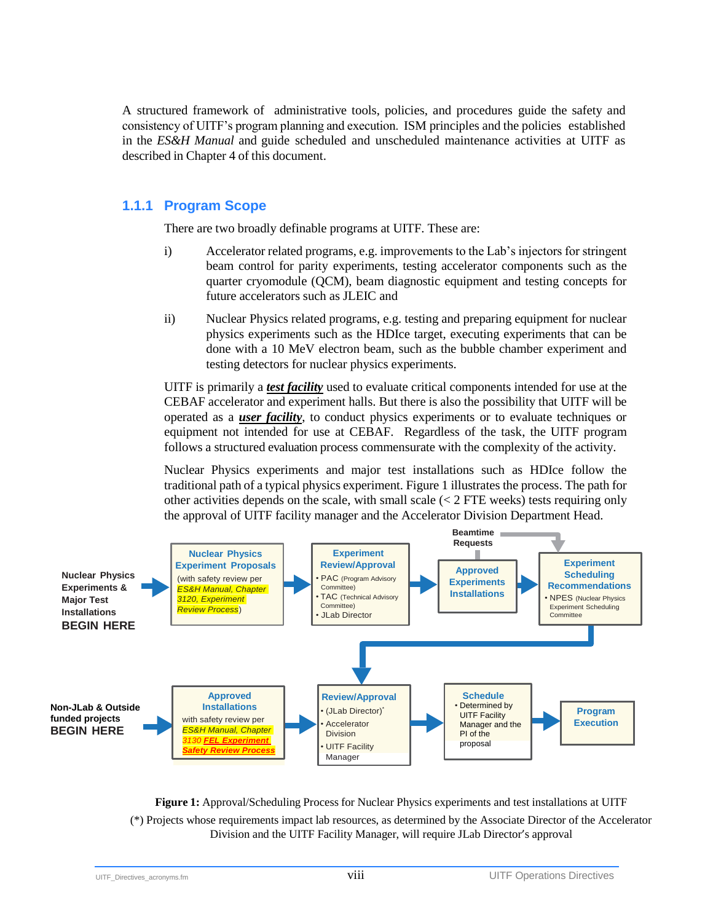A structured framework of administrative tools, policies, and procedures guide the safety and consistency of UITF's program planning and execution. ISM principles and the policies established in the *ES&H Manual* and guide scheduled and unscheduled maintenance activities at UITF as described in Chapter 4 of this document.

### 1.1.1 Program Scope

There are two broadly definable programs at UITF. These are:

i) Accelerator related programs, e.g. improvements to the Lab's injectors for stringent beam control for parity experiments, testing accelerator components such as the quarter cryomodule (QCM), beam diagnostic equipment and testing concepts for future accelerators such as JLEIC and

ii) Nuclear Physics related programs, e.g. testing and preparing equipment for nuclear physics experiments such as the HDIce target, executing experiments that can be done with a 10 MeV electron beam, such as the bubble chamber experiment and testing detectors for nuclear physics experiments.

UITF is primarily a ***test facility*** used to evaluate critical components intended for use at the CEBAF accelerator and experiment halls. But there is also the possibility that UITF will be operated as a ***user facility***, to conduct physics experiments or to evaluate techniques or equipment not intended for use at CEBAF. Regardless of the task, the UITF program follows a structured evaluation process commensurate with the complexity of the activity.

Nuclear Physics experiments and major test installations such as HDIce follow the traditional path of a typical physics experiment. Figure 1 illustrates the process. The path for other activities depends on the scale, with small scale (< 2 FTE weeks) tests requiring only the approval of UITF facility manager and the Accelerator Division Department Head.

**Nuclear Physics Experiments & Major Test Installations BEGIN HERE** → **Nuclear Physics Experiment Proposals** (with safety review per *ES&H Manual, Chapter 3120, Experiment Review Process*) → **Experiment Review/Approval** (• PAC (Program Advisory Committee) • TAC (Technical Advisory Committee) • JLab Director) → **Approved Experiments Installations** (← Beamtime Requests) → **Experiment Scheduling Recommendations** (• NPES (Nuclear Physics Experiment Scheduling Committee) → **Review/Approval**

**Non-JLab & Outside funded projects BEGIN HERE** → **Approved Installations** (with safety review per *ES&H Manual, Chapter 3130 FEL Experiment Safety Review Process*) → **Review/Approval** (• (JLab Director)* • Accelerator Division • UITF Facility Manager) → **Schedule** (• Determined by UITF Facility Manager and the PI of the proposal) → **Program Execution**

**Figure 1:** Approval/Scheduling Process for Nuclear Physics experiments and test installations at UITF

(*) Projects whose requirements impact lab resources, as determined by the Associate Director of the Accelerator Division and the UITF Facility Manager, will require JLab Director's approval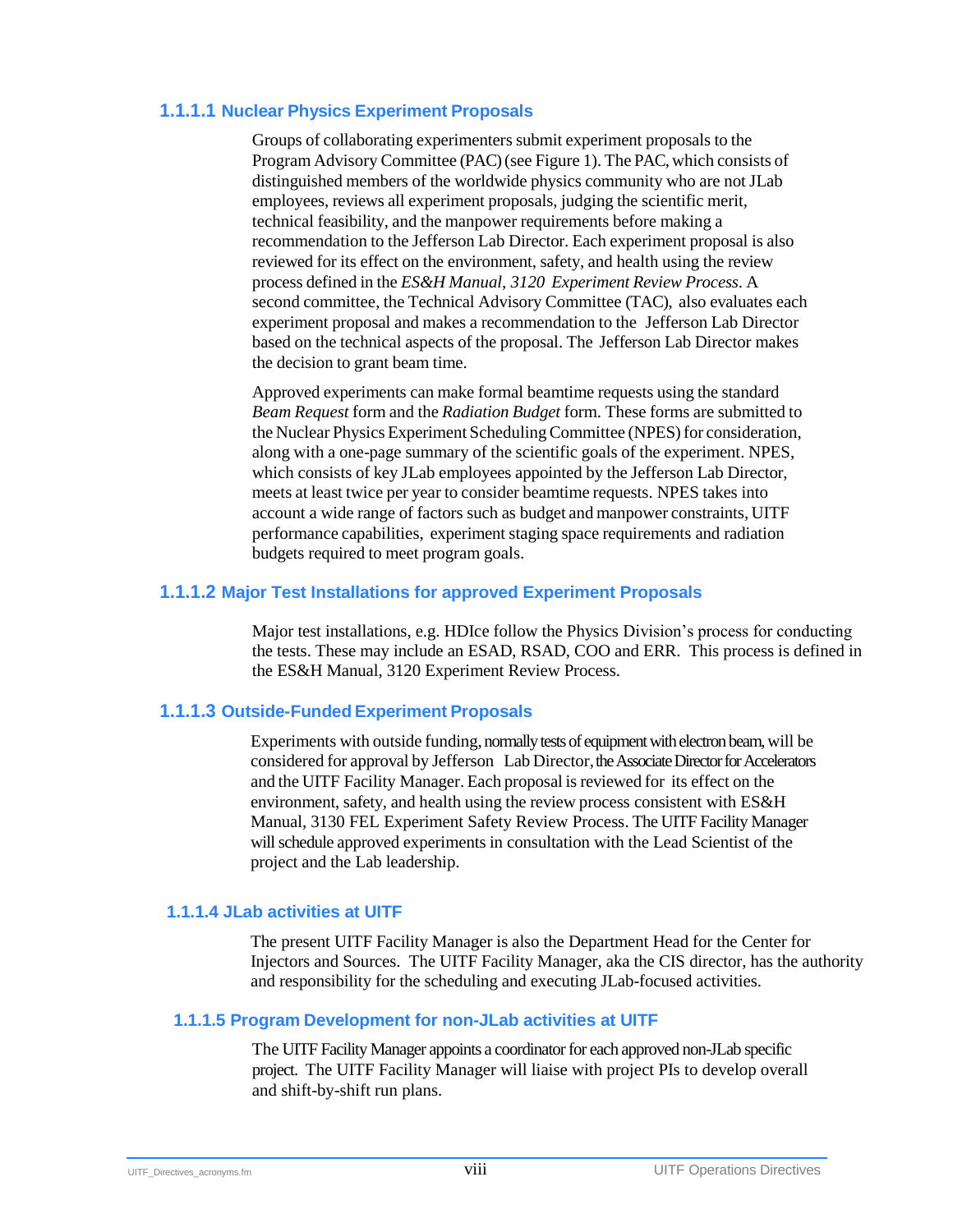#### 1.1.1.1 Nuclear Physics Experiment Proposals

Groups of collaborating experimenters submit experiment proposals to the Program Advisory Committee (PAC) (see Figure 1). The PAC, which consists of distinguished members of the worldwide physics community who are not JLab employees, reviews all experiment proposals, judging the scientific merit, technical feasibility, and the manpower requirements before making a recommendation to the Jefferson Lab Director. Each experiment proposal is also reviewed for its effect on the environment, safety, and health using the review process defined in the *ES&H Manual, 3120 Experiment Review Process*. A second committee, the Technical Advisory Committee (TAC), also evaluates each experiment proposal and makes a recommendation to the Jefferson Lab Director based on the technical aspects of the proposal. The Jefferson Lab Director makes the decision to grant beam time.

Approved experiments can make formal beamtime requests using the standard *Beam Request* form and the *Radiation Budget* form. These forms are submitted to the Nuclear Physics Experiment Scheduling Committee (NPES) for consideration, along with a one-page summary of the scientific goals of the experiment. NPES, which consists of key JLab employees appointed by the Jefferson Lab Director, meets at least twice per year to consider beamtime requests. NPES takes into account a wide range of factors such as budget and manpower constraints, UITF performance capabilities, experiment staging space requirements and radiation budgets required to meet program goals.

#### 1.1.1.2 Major Test Installations for approved Experiment Proposals

Major test installations, e.g. HDIce follow the Physics Division's process for conducting the tests. These may include an ESAD, RSAD, COO and ERR. This process is defined in the ES&H Manual, 3120 Experiment Review Process.

#### 1.1.1.3 Outside-Funded Experiment Proposals

Experiments with outside funding, normally tests of equipment with electron beam, will be considered for approval by Jefferson Lab Director, the Associate Director for Accelerators and the UITF Facility Manager. Each proposal is reviewed for its effect on the environment, safety, and health using the review process consistent with ES&H Manual, 3130 FEL Experiment Safety Review Process. The UITF Facility Manager will schedule approved experiments in consultation with the Lead Scientist of the project and the Lab leadership.

#### 1.1.1.4 JLab activities at UITF

The present UITF Facility Manager is also the Department Head for the Center for Injectors and Sources. The UITF Facility Manager, aka the CIS director, has the authority and responsibility for the scheduling and executing JLab-focused activities.

#### 1.1.1.5 Program Development for non-JLab activities at UITF

The UITF Facility Manager appoints a coordinator for each approved non-JLab specific project. The UITF Facility Manager will liaise with project PIs to develop overall and shift-by-shift run plans.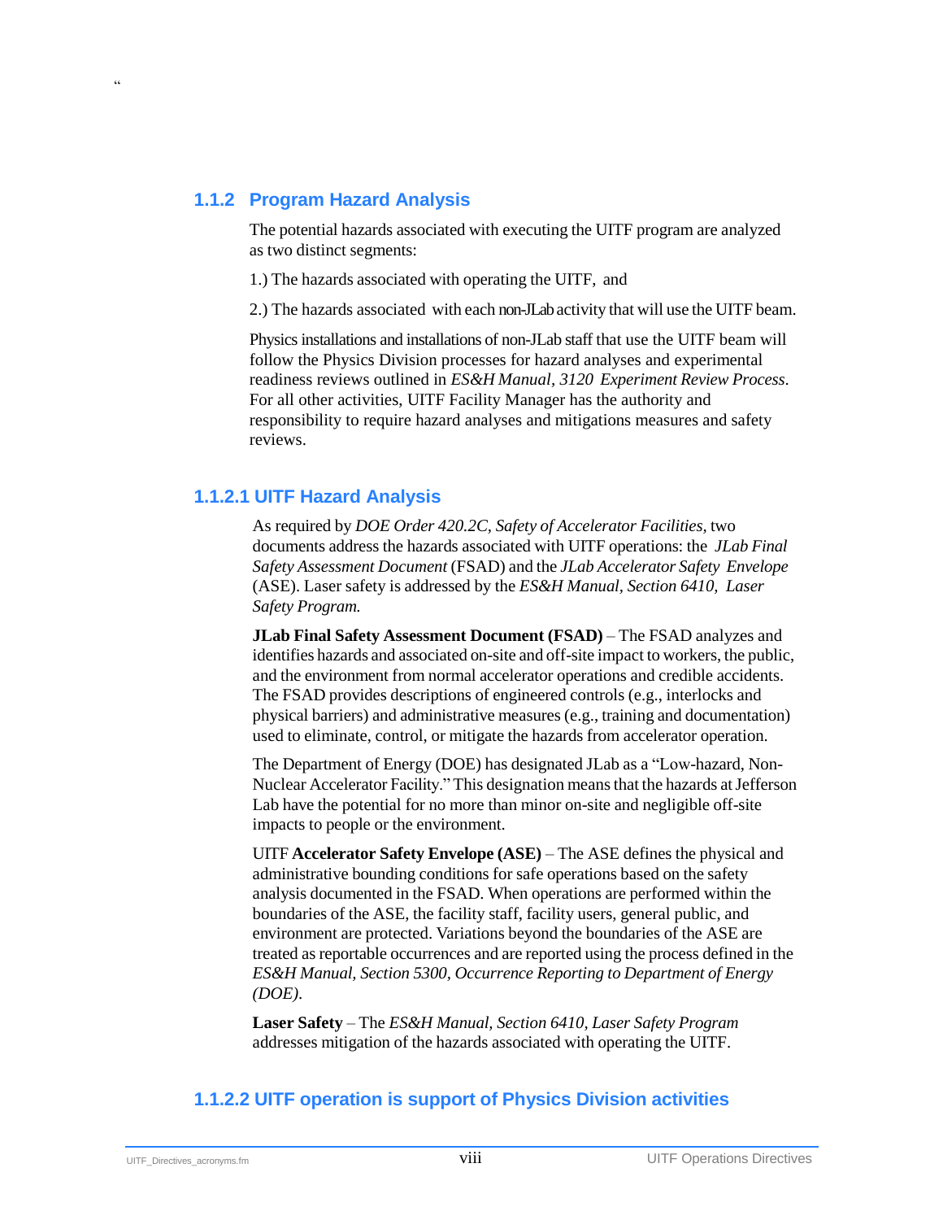### 1.1.2 Program Hazard Analysis

The potential hazards associated with executing the UITF program are analyzed as two distinct segments:

1.) The hazards associated with operating the UITF, and

2.) The hazards associated with each non-JLab activity that will use the UITF beam.

Physics installations and installations of non-JLab staff that use the UITF beam will follow the Physics Division processes for hazard analyses and experimental readiness reviews outlined in *ES&H Manual*, *3120 Experiment Review Process*. For all other activities, UITF Facility Manager has the authority and responsibility to require hazard analyses and mitigations measures and safety reviews.

#### 1.1.2.1 UITF Hazard Analysis

As required by *DOE Order 420.2C, Safety of Accelerator Facilities,* two documents address the hazards associated with UITF operations: the *JLab Final Safety Assessment Document* (FSAD) and the *JLab Accelerator Safety Envelope* (ASE). Laser safety is addressed by the *ES&H Manual, Section 6410, Laser Safety Program.*

**JLab Final Safety Assessment Document (FSAD)** – The FSAD analyzes and identifies hazards and associated on-site and off-site impact to workers, the public, and the environment from normal accelerator operations and credible accidents. The FSAD provides descriptions of engineered controls (e.g., interlocks and physical barriers) and administrative measures (e.g., training and documentation) used to eliminate, control, or mitigate the hazards from accelerator operation.

The Department of Energy (DOE) has designated JLab as a "Low-hazard, Non-Nuclear Accelerator Facility." This designation means that the hazards at Jefferson Lab have the potential for no more than minor on-site and negligible off-site impacts to people or the environment.

UITF **Accelerator Safety Envelope (ASE)** – The ASE defines the physical and administrative bounding conditions for safe operations based on the safety analysis documented in the FSAD. When operations are performed within the boundaries of the ASE, the facility staff, facility users, general public, and environment are protected. Variations beyond the boundaries of the ASE are treated as reportable occurrences and are reported using the process defined in the *ES&H Manual, Section 5300, Occurrence Reporting to Department of Energy (DOE)*.

**Laser Safety** – The *ES&H Manual, Section 6410, Laser Safety Program* addresses mitigation of the hazards associated with operating the UITF.

#### 1.1.2.2 UITF operation is support of Physics Division activities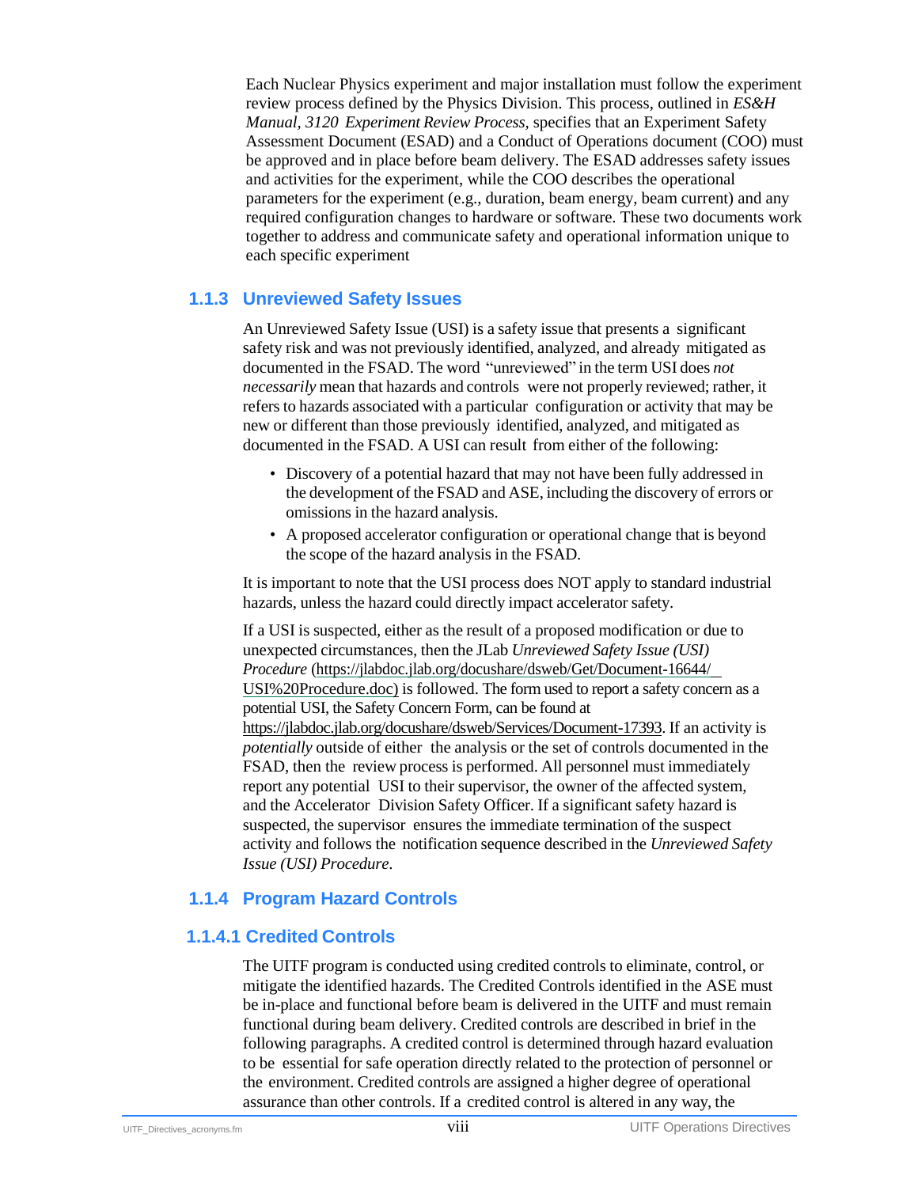Each Nuclear Physics experiment and major installation must follow the experiment review process defined by the Physics Division. This process, outlined in *ES&H Manual, 3120 Experiment Review Process*, specifies that an Experiment Safety Assessment Document (ESAD) and a Conduct of Operations document (COO) must be approved and in place before beam delivery. The ESAD addresses safety issues and activities for the experiment, while the COO describes the operational parameters for the experiment (e.g., duration, beam energy, beam current) and any required configuration changes to hardware or software. These two documents work together to address and communicate safety and operational information unique to each specific experiment

### 1.1.3 Unreviewed Safety Issues

An Unreviewed Safety Issue (USI) is a safety issue that presents a significant safety risk and was not previously identified, analyzed, and already mitigated as documented in the FSAD. The word "unreviewed" in the term USI does *not necessarily* mean that hazards and controls were not properly reviewed; rather, it refers to hazards associated with a particular configuration or activity that may be new or different than those previously identified, analyzed, and mitigated as documented in the FSAD. A USI can result from either of the following:

- Discovery of a potential hazard that may not have been fully addressed in the development of the FSAD and ASE, including the discovery of errors or omissions in the hazard analysis.
- A proposed accelerator configuration or operational change that is beyond the scope of the hazard analysis in the FSAD.

It is important to note that the USI process does NOT apply to standard industrial hazards, unless the hazard could directly impact accelerator safety.

If a USI is suspected, either as the result of a proposed modification or due to unexpected circumstances, then the JLab *Unreviewed Safety Issue (USI) Procedure* (https://jlabdoc.jlab.org/docushare/dsweb/Get/Document-16644/USI%20Procedure.doc) is followed. The form used to report a safety concern as a potential USI, the Safety Concern Form, can be found at https://jlabdoc.jlab.org/docushare/dsweb/Services/Document-17393. If an activity is *potentially* outside of either the analysis or the set of controls documented in the FSAD, then the review process is performed. All personnel must immediately report any potential USI to their supervisor, the owner of the affected system, and the Accelerator Division Safety Officer. If a significant safety hazard is suspected, the supervisor ensures the immediate termination of the suspect activity and follows the notification sequence described in the *Unreviewed Safety Issue (USI) Procedure*.

### 1.1.4 Program Hazard Controls

#### 1.1.4.1 Credited Controls

The UITF program is conducted using credited controls to eliminate, control, or mitigate the identified hazards. The Credited Controls identified in the ASE must be in-place and functional before beam is delivered in the UITF and must remain functional during beam delivery. Credited controls are described in brief in the following paragraphs. A credited control is determined through hazard evaluation to be essential for safe operation directly related to the protection of personnel or the environment. Credited controls are assigned a higher degree of operational assurance than other controls. If a credited control is altered in any way, the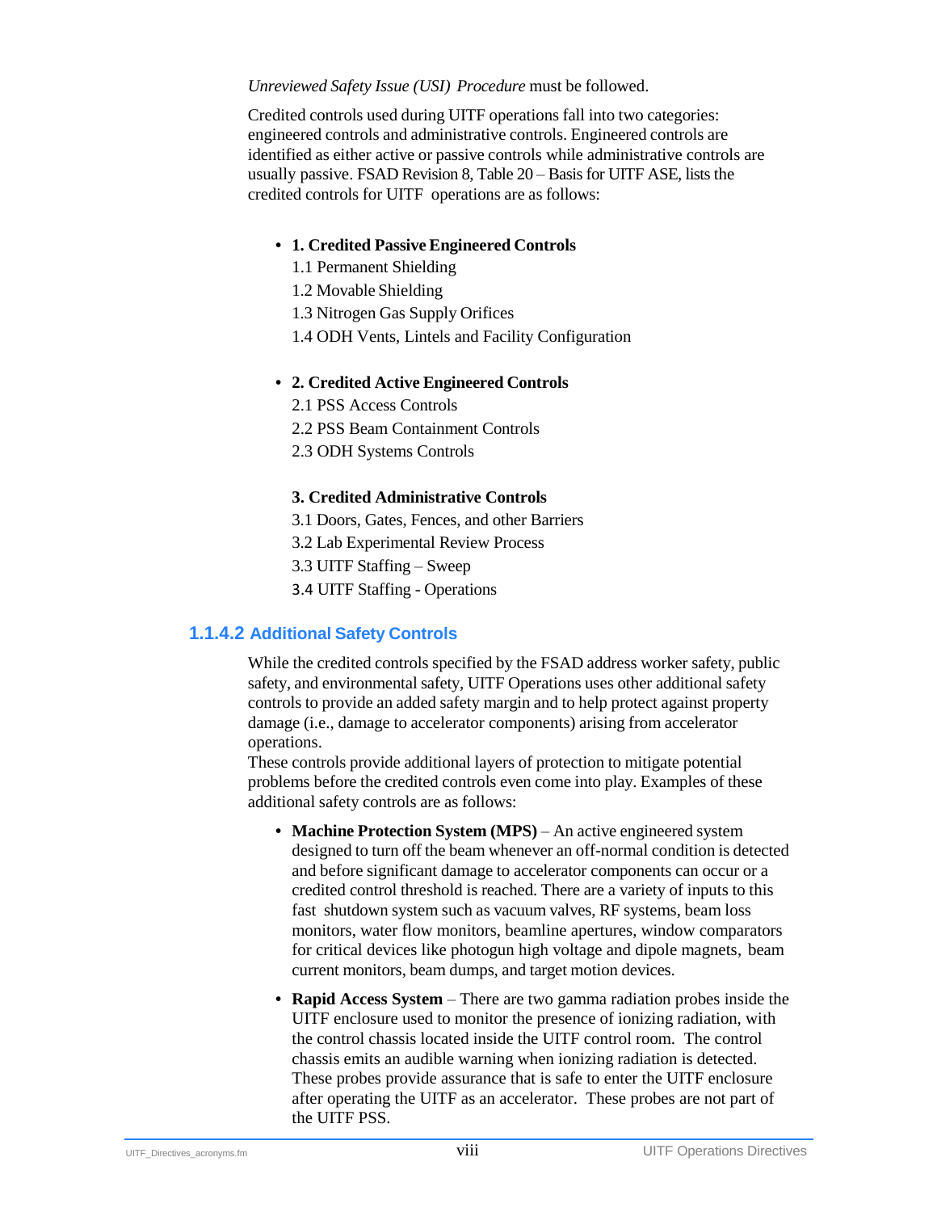*Unreviewed Safety Issue (USI) Procedure* must be followed.

Credited controls used during UITF operations fall into two categories: engineered controls and administrative controls. Engineered controls are identified as either active or passive controls while administrative controls are usually passive. FSAD Revision 8, Table 20 – Basis for UITF ASE, lists the credited controls for UITF operations are as follows:

- **1. Credited Passive Engineered Controls**
  1.1 Permanent Shielding
  1.2 Movable Shielding
  1.3 Nitrogen Gas Supply Orifices
  1.4 ODH Vents, Lintels and Facility Configuration

- **2. Credited Active Engineered Controls**
  2.1 PSS Access Controls
  2.2 PSS Beam Containment Controls
  2.3 ODH Systems Controls

  **3. Credited Administrative Controls**
  3.1 Doors, Gates, Fences, and other Barriers
  3.2 Lab Experimental Review Process
  3.3 UITF Staffing – Sweep
  3.4 UITF Staffing - Operations

#### 1.1.4.2 Additional Safety Controls

While the credited controls specified by the FSAD address worker safety, public safety, and environmental safety, UITF Operations uses other additional safety controls to provide an added safety margin and to help protect against property damage (i.e., damage to accelerator components) arising from accelerator operations.
These controls provide additional layers of protection to mitigate potential problems before the credited controls even come into play. Examples of these additional safety controls are as follows:

- **Machine Protection System (MPS)** – An active engineered system designed to turn off the beam whenever an off-normal condition is detected and before significant damage to accelerator components can occur or a credited control threshold is reached. There are a variety of inputs to this fast shutdown system such as vacuum valves, RF systems, beam loss monitors, water flow monitors, beamline apertures, window comparators for critical devices like photogun high voltage and dipole magnets, beam current monitors, beam dumps, and target motion devices.
- **Rapid Access System** – There are two gamma radiation probes inside the UITF enclosure used to monitor the presence of ionizing radiation, with the control chassis located inside the UITF control room. The control chassis emits an audible warning when ionizing radiation is detected. These probes provide assurance that is safe to enter the UITF enclosure after operating the UITF as an accelerator. These probes are not part of the UITF PSS.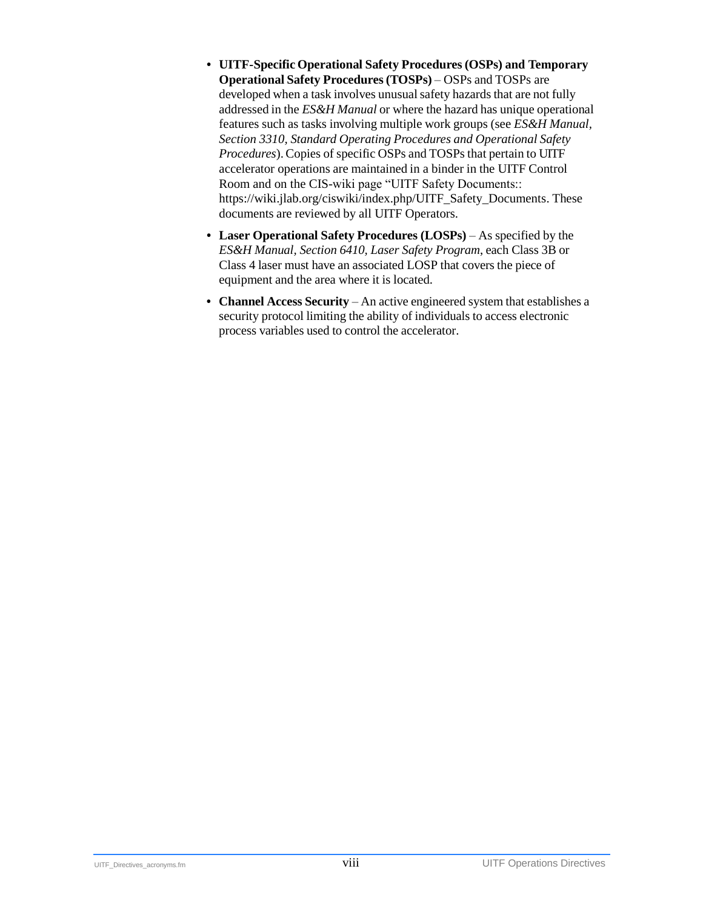- **UITF-Specific Operational Safety Procedures (OSPs) and Temporary Operational Safety Procedures (TOSPs)** – OSPs and TOSPs are developed when a task involves unusual safety hazards that are not fully addressed in the *ES&H Manual* or where the hazard has unique operational features such as tasks involving multiple work groups (see *ES&H Manual, Section 3310, Standard Operating Procedures and Operational Safety Procedures*). Copies of specific OSPs and TOSPs that pertain to UITF accelerator operations are maintained in a binder in the UITF Control Room and on the CIS-wiki page "UITF Safety Documents:: https://wiki.jlab.org/ciswiki/index.php/UITF_Safety_Documents. These documents are reviewed by all UITF Operators.
- **Laser Operational Safety Procedures (LOSPs)** – As specified by the *ES&H Manual, Section 6410, Laser Safety Program*, each Class 3B or Class 4 laser must have an associated LOSP that covers the piece of equipment and the area where it is located.
- **Channel Access Security** – An active engineered system that establishes a security protocol limiting the ability of individuals to access electronic process variables used to control the accelerator.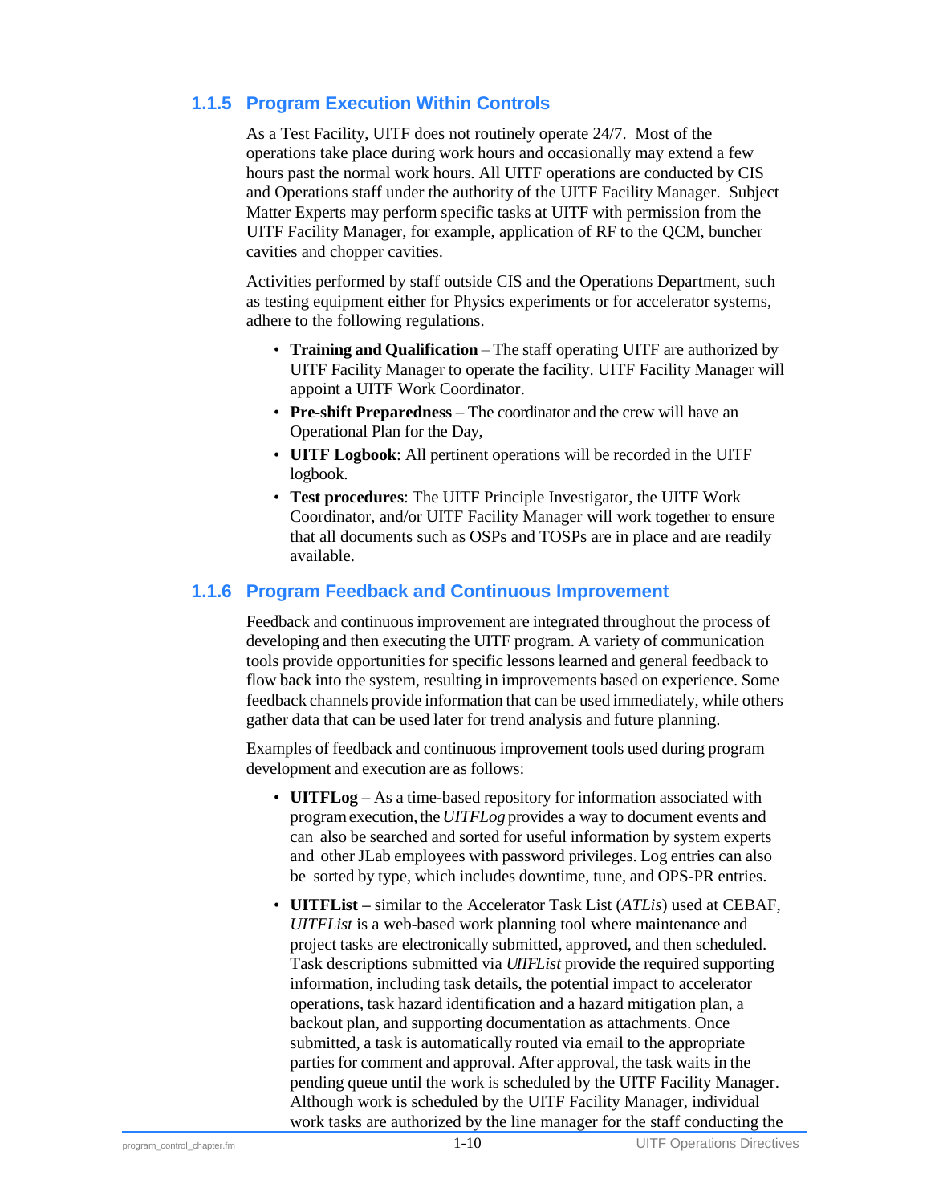### 1.1.5 Program Execution Within Controls

As a Test Facility, UITF does not routinely operate 24/7. Most of the operations take place during work hours and occasionally may extend a few hours past the normal work hours. All UITF operations are conducted by CIS and Operations staff under the authority of the UITF Facility Manager. Subject Matter Experts may perform specific tasks at UITF with permission from the UITF Facility Manager, for example, application of RF to the QCM, buncher cavities and chopper cavities.

Activities performed by staff outside CIS and the Operations Department, such as testing equipment either for Physics experiments or for accelerator systems, adhere to the following regulations.

- **Training and Qualification** – The staff operating UITF are authorized by UITF Facility Manager to operate the facility. UITF Facility Manager will appoint a UITF Work Coordinator.
- **Pre-shift Preparedness** – The coordinator and the crew will have an Operational Plan for the Day,
- **UITF Logbook**: All pertinent operations will be recorded in the UITF logbook.
- **Test procedures**: The UITF Principle Investigator, the UITF Work Coordinator, and/or UITF Facility Manager will work together to ensure that all documents such as OSPs and TOSPs are in place and are readily available.

### 1.1.6 Program Feedback and Continuous Improvement

Feedback and continuous improvement are integrated throughout the process of developing and then executing the UITF program. A variety of communication tools provide opportunities for specific lessons learned and general feedback to flow back into the system, resulting in improvements based on experience. Some feedback channels provide information that can be used immediately, while others gather data that can be used later for trend analysis and future planning.

Examples of feedback and continuous improvement tools used during program development and execution are as follows:

- **UITFLog** – As a time-based repository for information associated with program execution, the *UITFLog* provides a way to document events and can also be searched and sorted for useful information by system experts and other JLab employees with password privileges. Log entries can also be sorted by type, which includes downtime, tune, and OPS-PR entries.
- **UITFList –** similar to the Accelerator Task List (*ATLis*) used at CEBAF, *UITFList* is a web-based work planning tool where maintenance and project tasks are electronically submitted, approved, and then scheduled. Task descriptions submitted via *UITFList* provide the required supporting information, including task details, the potential impact to accelerator operations, task hazard identification and a hazard mitigation plan, a backout plan, and supporting documentation as attachments. Once submitted, a task is automatically routed via email to the appropriate parties for comment and approval. After approval, the task waits in the pending queue until the work is scheduled by the UITF Facility Manager. Although work is scheduled by the UITF Facility Manager, individual work tasks are authorized by the line manager for the staff conducting the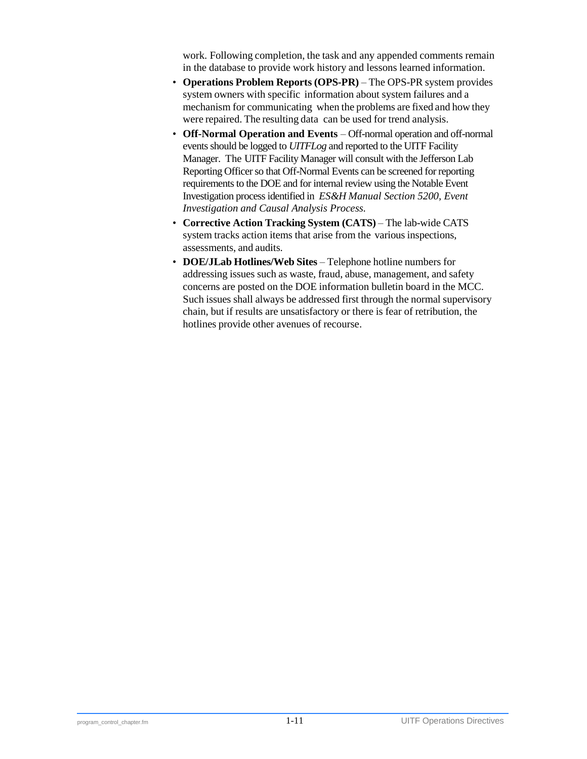work. Following completion, the task and any appended comments remain in the database to provide work history and lessons learned information.

- **Operations Problem Reports (OPS-PR)** – The OPS-PR system provides system owners with specific information about system failures and a mechanism for communicating when the problems are fixed and how they were repaired. The resulting data can be used for trend analysis.
- **Off-Normal Operation and Events** – Off-normal operation and off-normal events should be logged to *UITFLog* and reported to the UITF Facility Manager. The UITF Facility Manager will consult with the Jefferson Lab Reporting Officer so that Off-Normal Events can be screened for reporting requirements to the DOE and for internal review using the Notable Event Investigation process identified in *ES&H Manual Section 5200, Event Investigation and Causal Analysis Process.*
- **Corrective Action Tracking System (CATS)** – The lab-wide CATS system tracks action items that arise from the various inspections, assessments, and audits.
- **DOE/JLab Hotlines/Web Sites** – Telephone hotline numbers for addressing issues such as waste, fraud, abuse, management, and safety concerns are posted on the DOE information bulletin board in the MCC. Such issues shall always be addressed first through the normal supervisory chain, but if results are unsatisfactory or there is fear of retribution, the hotlines provide other avenues of recourse.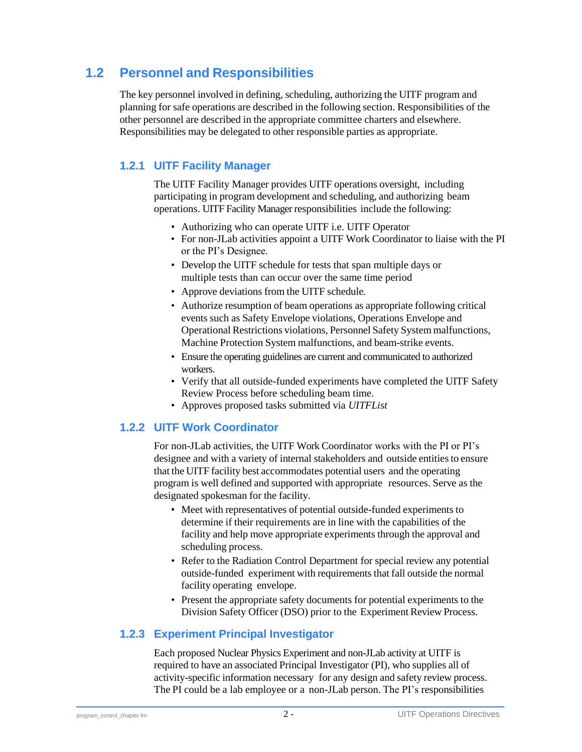## 1.2 Personnel and Responsibilities

The key personnel involved in defining, scheduling, authorizing the UITF program and planning for safe operations are described in the following section. Responsibilities of the other personnel are described in the appropriate committee charters and elsewhere. Responsibilities may be delegated to other responsible parties as appropriate.

### 1.2.1 UITF Facility Manager

The UITF Facility Manager provides UITF operations oversight, including participating in program development and scheduling, and authorizing beam operations. UITF Facility Manager responsibilities include the following:

- Authorizing who can operate UITF i.e. UITF Operator
- For non-JLab activities appoint a UITF Work Coordinator to liaise with the PI or the PI's Designee.
- Develop the UITF schedule for tests that span multiple days or multiple tests than can occur over the same time period
- Approve deviations from the UITF schedule.
- Authorize resumption of beam operations as appropriate following critical events such as Safety Envelope violations, Operations Envelope and Operational Restrictions violations, Personnel Safety System malfunctions, Machine Protection System malfunctions, and beam-strike events.
- Ensure the operating guidelines are current and communicated to authorized workers.
- Verify that all outside-funded experiments have completed the UITF Safety Review Process before scheduling beam time.
- Approves proposed tasks submitted via *UITFList*

### 1.2.2 UITF Work Coordinator

For non-JLab activities, the UITF Work Coordinator works with the PI or PI's designee and with a variety of internal stakeholders and outside entities to ensure that the UITF facility best accommodates potential users and the operating program is well defined and supported with appropriate resources. Serve as the designated spokesman for the facility.

- Meet with representatives of potential outside-funded experiments to determine if their requirements are in line with the capabilities of the facility and help move appropriate experiments through the approval and scheduling process.
- Refer to the Radiation Control Department for special review any potential outside-funded experiment with requirements that fall outside the normal facility operating envelope.
- Present the appropriate safety documents for potential experiments to the Division Safety Officer (DSO) prior to the Experiment Review Process.

### 1.2.3 Experiment Principal Investigator

Each proposed Nuclear Physics Experiment and non-JLab activity at UITF is required to have an associated Principal Investigator (PI), who supplies all of activity-specific information necessary for any design and safety review process. The PI could be a lab employee or a non-JLab person. The PI's responsibilities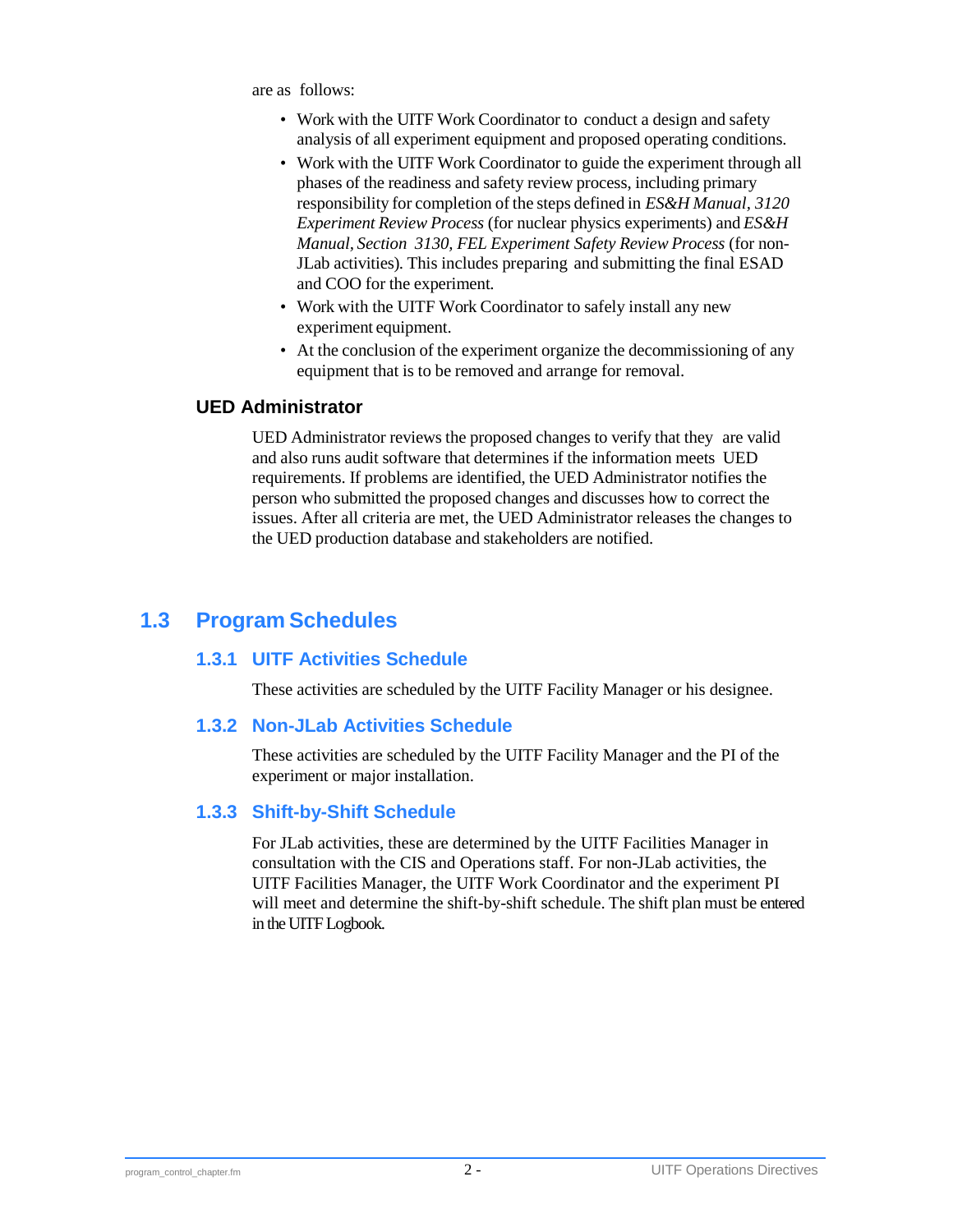are as follows:

- Work with the UITF Work Coordinator to conduct a design and safety analysis of all experiment equipment and proposed operating conditions.
- Work with the UITF Work Coordinator to guide the experiment through all phases of the readiness and safety review process, including primary responsibility for completion of the steps defined in *ES&H Manual, 3120 Experiment Review Process* (for nuclear physics experiments) and *ES&H Manual, Section 3130, FEL Experiment Safety Review Process* (for non-JLab activities). This includes preparing and submitting the final ESAD and COO for the experiment.
- Work with the UITF Work Coordinator to safely install any new experiment equipment.
- At the conclusion of the experiment organize the decommissioning of any equipment that is to be removed and arrange for removal.

### UED Administrator

UED Administrator reviews the proposed changes to verify that they are valid and also runs audit software that determines if the information meets UED requirements. If problems are identified, the UED Administrator notifies the person who submitted the proposed changes and discusses how to correct the issues. After all criteria are met, the UED Administrator releases the changes to the UED production database and stakeholders are notified.

## 1.3 Program Schedules

### 1.3.1 UITF Activities Schedule

These activities are scheduled by the UITF Facility Manager or his designee.

### 1.3.2 Non-JLab Activities Schedule

These activities are scheduled by the UITF Facility Manager and the PI of the experiment or major installation.

### 1.3.3 Shift-by-Shift Schedule

For JLab activities, these are determined by the UITF Facilities Manager in consultation with the CIS and Operations staff. For non-JLab activities, the UITF Facilities Manager, the UITF Work Coordinator and the experiment PI will meet and determine the shift-by-shift schedule. The shift plan must be entered in the UITF Logbook.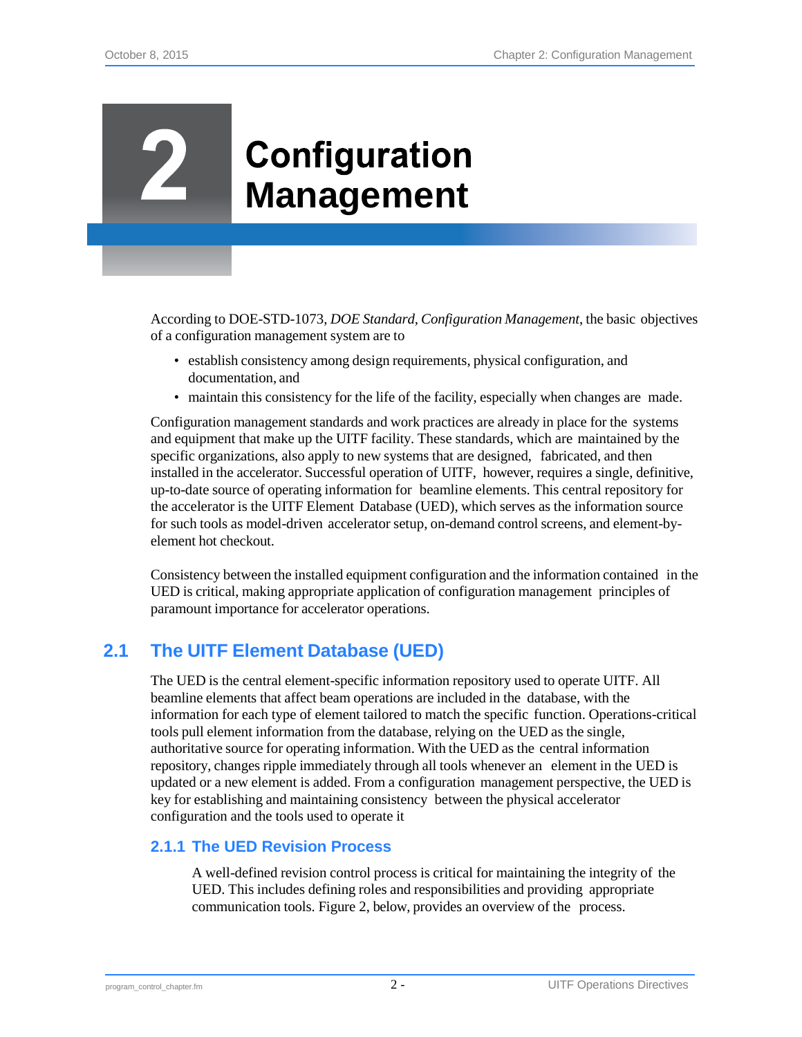# 2 Configuration Management

According to DOE-STD-1073, *DOE Standard, Configuration Management,* the basic objectives of a configuration management system are to

- establish consistency among design requirements, physical configuration, and documentation, and
- maintain this consistency for the life of the facility, especially when changes are made.

Configuration management standards and work practices are already in place for the systems and equipment that make up the UITF facility. These standards, which are maintained by the specific organizations, also apply to new systems that are designed, fabricated, and then installed in the accelerator. Successful operation of UITF, however, requires a single, definitive, up-to-date source of operating information for beamline elements. This central repository for the accelerator is the UITF Element Database (UED), which serves as the information source for such tools as model-driven accelerator setup, on-demand control screens, and element-by-element hot checkout.

Consistency between the installed equipment configuration and the information contained in the UED is critical, making appropriate application of configuration management principles of paramount importance for accelerator operations.

## 2.1 The UITF Element Database (UED)

The UED is the central element-specific information repository used to operate UITF. All beamline elements that affect beam operations are included in the database, with the information for each type of element tailored to match the specific function. Operations-critical tools pull element information from the database, relying on the UED as the single, authoritative source for operating information. With the UED as the central information repository, changes ripple immediately through all tools whenever an element in the UED is updated or a new element is added. From a configuration management perspective, the UED is key for establishing and maintaining consistency between the physical accelerator configuration and the tools used to operate it

### 2.1.1 The UED Revision Process

A well-defined revision control process is critical for maintaining the integrity of the UED. This includes defining roles and responsibilities and providing appropriate communication tools. Figure 2, below, provides an overview of the process.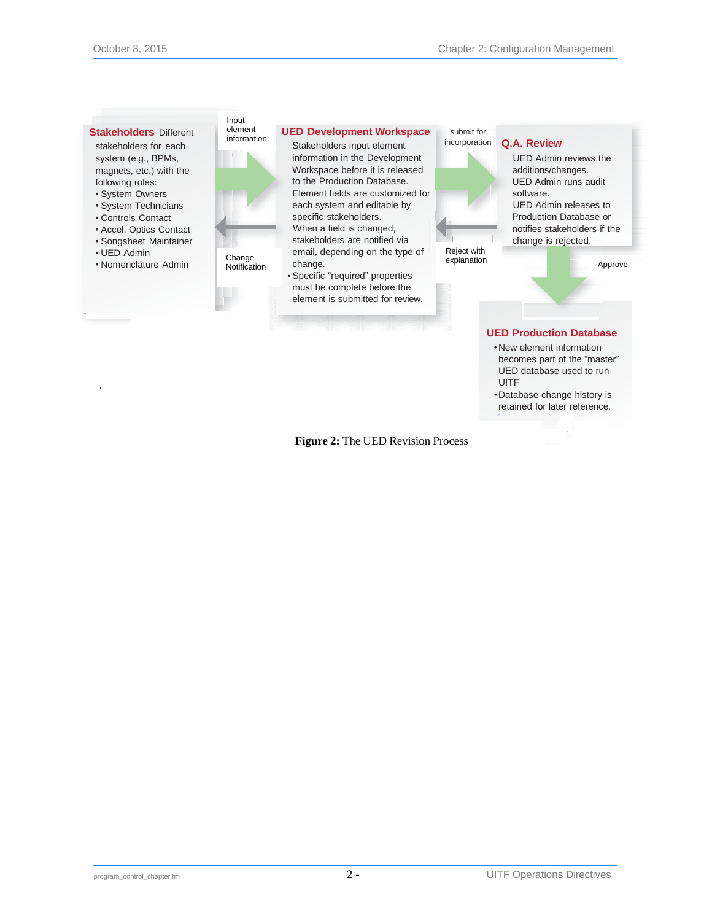**Stakeholders** Different stakeholders for each system (e.g., BPMs, magnets, etc.) with the following roles:

- System Owners
- System Technicians
- Controls Contact
- Accel. Optics Contact
- Songsheet Maintainer
- UED Admin
- Nomenclature Admin

Input element information

Change Notification

**UED Development Workspace**

Stakeholders input element information in the Development Workspace before it is released to the Production Database.

Element fields are customized for each system and editable by specific stakeholders.

When a field is changed, stakeholders are notified via email, depending on the type of change.

- Specific "required" properties must be complete before the element is submitted for review.

submit for incorporation

Reject with explanation

**Q.A. Review**

UED Admin reviews the additions/changes.

UED Admin runs audit software.

UED Admin releases to Production Database or notifies stakeholders if the change is rejected.

Approve

**UED Production Database**

- New element information becomes part of the "master" UED database used to run UITF
- Database change history is retained for later reference.

**Figure 2:** The UED Revision Process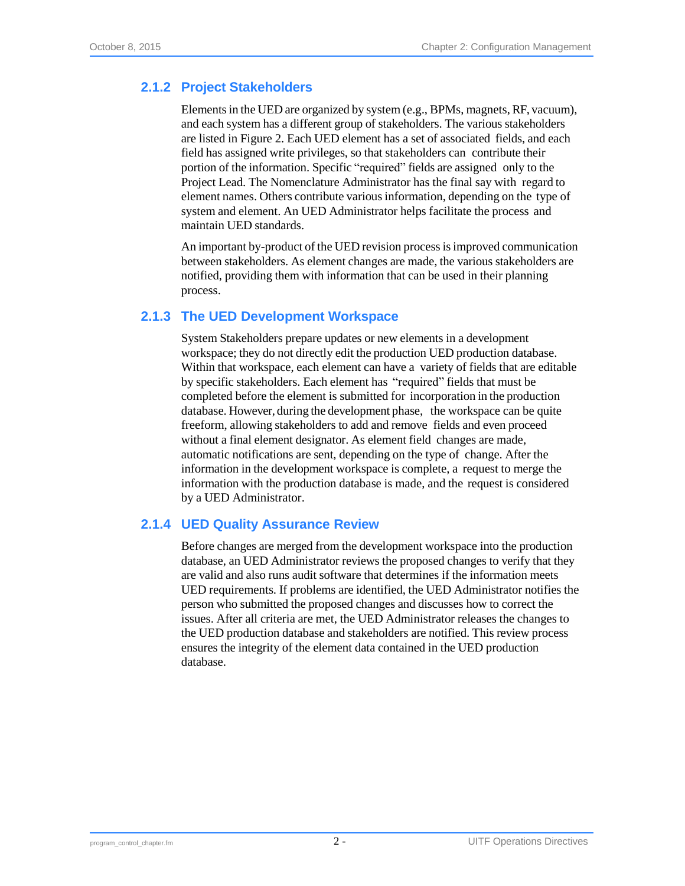### 2.1.2 Project Stakeholders

Elements in the UED are organized by system (e.g., BPMs, magnets, RF, vacuum), and each system has a different group of stakeholders. The various stakeholders are listed in Figure 2. Each UED element has a set of associated fields, and each field has assigned write privileges, so that stakeholders can contribute their portion of the information. Specific "required" fields are assigned only to the Project Lead. The Nomenclature Administrator has the final say with regard to element names. Others contribute various information, depending on the type of system and element. An UED Administrator helps facilitate the process and maintain UED standards.

An important by-product of the UED revision process is improved communication between stakeholders. As element changes are made, the various stakeholders are notified, providing them with information that can be used in their planning process.

### 2.1.3 The UED Development Workspace

System Stakeholders prepare updates or new elements in a development workspace; they do not directly edit the production UED production database. Within that workspace, each element can have a variety of fields that are editable by specific stakeholders. Each element has "required" fields that must be completed before the element is submitted for incorporation in the production database. However, during the development phase, the workspace can be quite freeform, allowing stakeholders to add and remove fields and even proceed without a final element designator. As element field changes are made, automatic notifications are sent, depending on the type of change. After the information in the development workspace is complete, a request to merge the information with the production database is made, and the request is considered by a UED Administrator.

### 2.1.4 UED Quality Assurance Review

Before changes are merged from the development workspace into the production database, an UED Administrator reviews the proposed changes to verify that they are valid and also runs audit software that determines if the information meets UED requirements. If problems are identified, the UED Administrator notifies the person who submitted the proposed changes and discusses how to correct the issues. After all criteria are met, the UED Administrator releases the changes to the UED production database and stakeholders are notified. This review process ensures the integrity of the element data contained in the UED production database.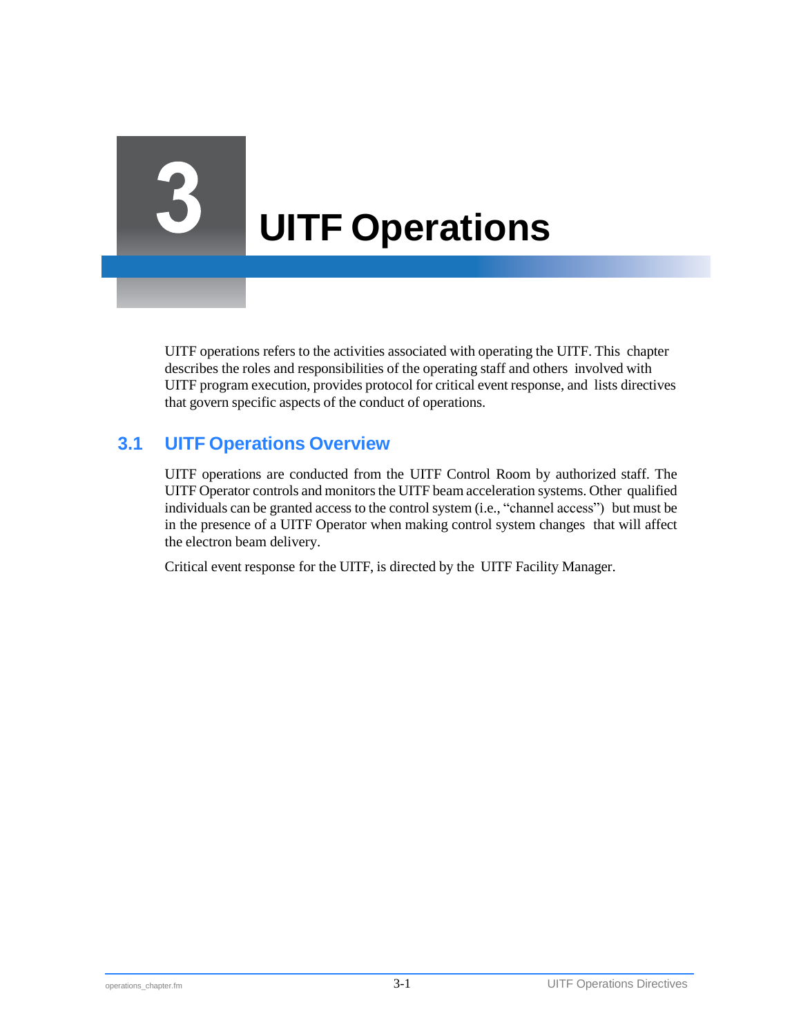# 3 UITF Operations

UITF operations refers to the activities associated with operating the UITF. This chapter describes the roles and responsibilities of the operating staff and others involved with UITF program execution, provides protocol for critical event response, and lists directives that govern specific aspects of the conduct of operations.

## 3.1 UITF Operations Overview

UITF operations are conducted from the UITF Control Room by authorized staff. The UITF Operator controls and monitors the UITF beam acceleration systems. Other qualified individuals can be granted access to the control system (i.e., "channel access") but must be in the presence of a UITF Operator when making control system changes that will affect the electron beam delivery.

Critical event response for the UITF, is directed by the UITF Facility Manager.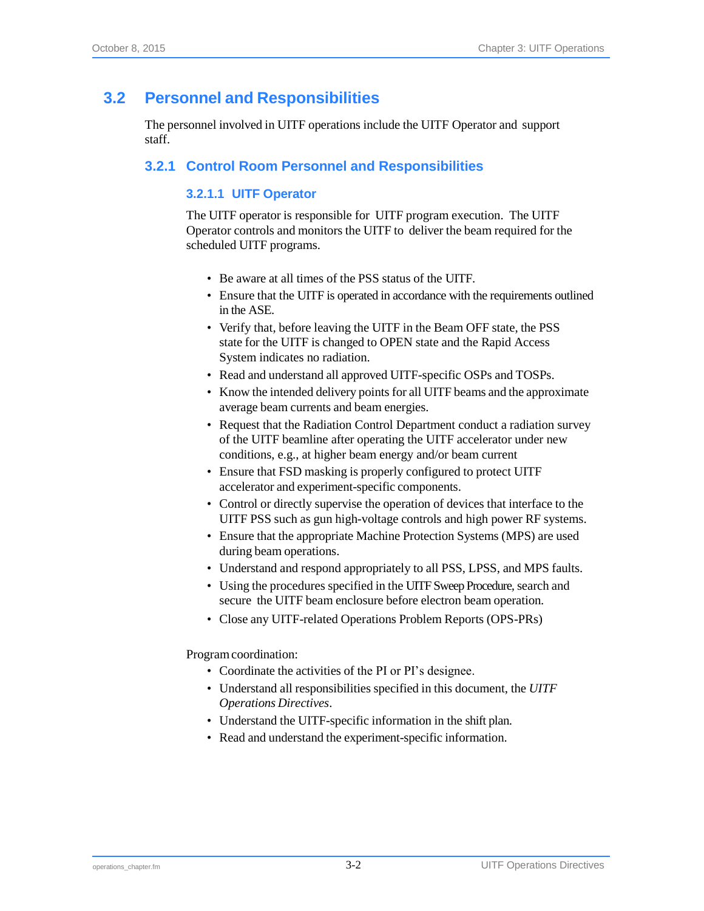## 3.2 Personnel and Responsibilities

The personnel involved in UITF operations include the UITF Operator and support staff.

### 3.2.1 Control Room Personnel and Responsibilities

#### 3.2.1.1 UITF Operator

The UITF operator is responsible for UITF program execution. The UITF Operator controls and monitors the UITF to deliver the beam required for the scheduled UITF programs.

- Be aware at all times of the PSS status of the UITF.
- Ensure that the UITF is operated in accordance with the requirements outlined in the ASE.
- Verify that, before leaving the UITF in the Beam OFF state, the PSS state for the UITF is changed to OPEN state and the Rapid Access System indicates no radiation.
- Read and understand all approved UITF-specific OSPs and TOSPs.
- Know the intended delivery points for all UITF beams and the approximate average beam currents and beam energies.
- Request that the Radiation Control Department conduct a radiation survey of the UITF beamline after operating the UITF accelerator under new conditions, e.g., at higher beam energy and/or beam current
- Ensure that FSD masking is properly configured to protect UITF accelerator and experiment-specific components.
- Control or directly supervise the operation of devices that interface to the UITF PSS such as gun high-voltage controls and high power RF systems.
- Ensure that the appropriate Machine Protection Systems (MPS) are used during beam operations.
- Understand and respond appropriately to all PSS, LPSS, and MPS faults.
- Using the procedures specified in the UITF Sweep Procedure, search and secure the UITF beam enclosure before electron beam operation.
- Close any UITF-related Operations Problem Reports (OPS-PRs)

Program coordination:

- Coordinate the activities of the PI or PI's designee.
- Understand all responsibilities specified in this document, the *UITF Operations Directives*.
- Understand the UITF-specific information in the shift plan.
- Read and understand the experiment-specific information.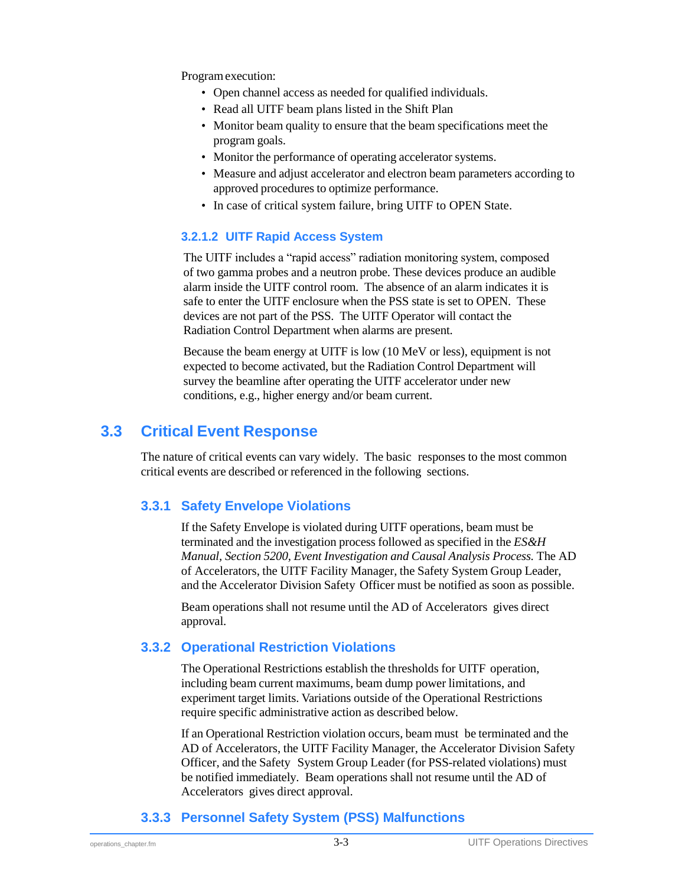Program execution:

- Open channel access as needed for qualified individuals.
- Read all UITF beam plans listed in the Shift Plan
- Monitor beam quality to ensure that the beam specifications meet the program goals.
- Monitor the performance of operating accelerator systems.
- Measure and adjust accelerator and electron beam parameters according to approved procedures to optimize performance.
- In case of critical system failure, bring UITF to OPEN State.

#### 3.2.1.2 UITF Rapid Access System

The UITF includes a “rapid access” radiation monitoring system, composed of two gamma probes and a neutron probe. These devices produce an audible alarm inside the UITF control room. The absence of an alarm indicates it is safe to enter the UITF enclosure when the PSS state is set to OPEN. These devices are not part of the PSS. The UITF Operator will contact the Radiation Control Department when alarms are present.

Because the beam energy at UITF is low (10 MeV or less), equipment is not expected to become activated, but the Radiation Control Department will survey the beamline after operating the UITF accelerator under new conditions, e.g., higher energy and/or beam current.

## 3.3 Critical Event Response

The nature of critical events can vary widely. The basic responses to the most common critical events are described or referenced in the following sections.

### 3.3.1 Safety Envelope Violations

If the Safety Envelope is violated during UITF operations, beam must be terminated and the investigation process followed as specified in the *ES&H Manual, Section 5200, Event Investigation and Causal Analysis Process.* The AD of Accelerators, the UITF Facility Manager, the Safety System Group Leader, and the Accelerator Division Safety Officer must be notified as soon as possible.

Beam operations shall not resume until the AD of Accelerators gives direct approval.

### 3.3.2 Operational Restriction Violations

The Operational Restrictions establish the thresholds for UITF operation, including beam current maximums, beam dump power limitations, and experiment target limits. Variations outside of the Operational Restrictions require specific administrative action as described below.

If an Operational Restriction violation occurs, beam must be terminated and the AD of Accelerators, the UITF Facility Manager, the Accelerator Division Safety Officer, and the Safety System Group Leader (for PSS-related violations) must be notified immediately. Beam operations shall not resume until the AD of Accelerators gives direct approval.

### 3.3.3 Personnel Safety System (PSS) Malfunctions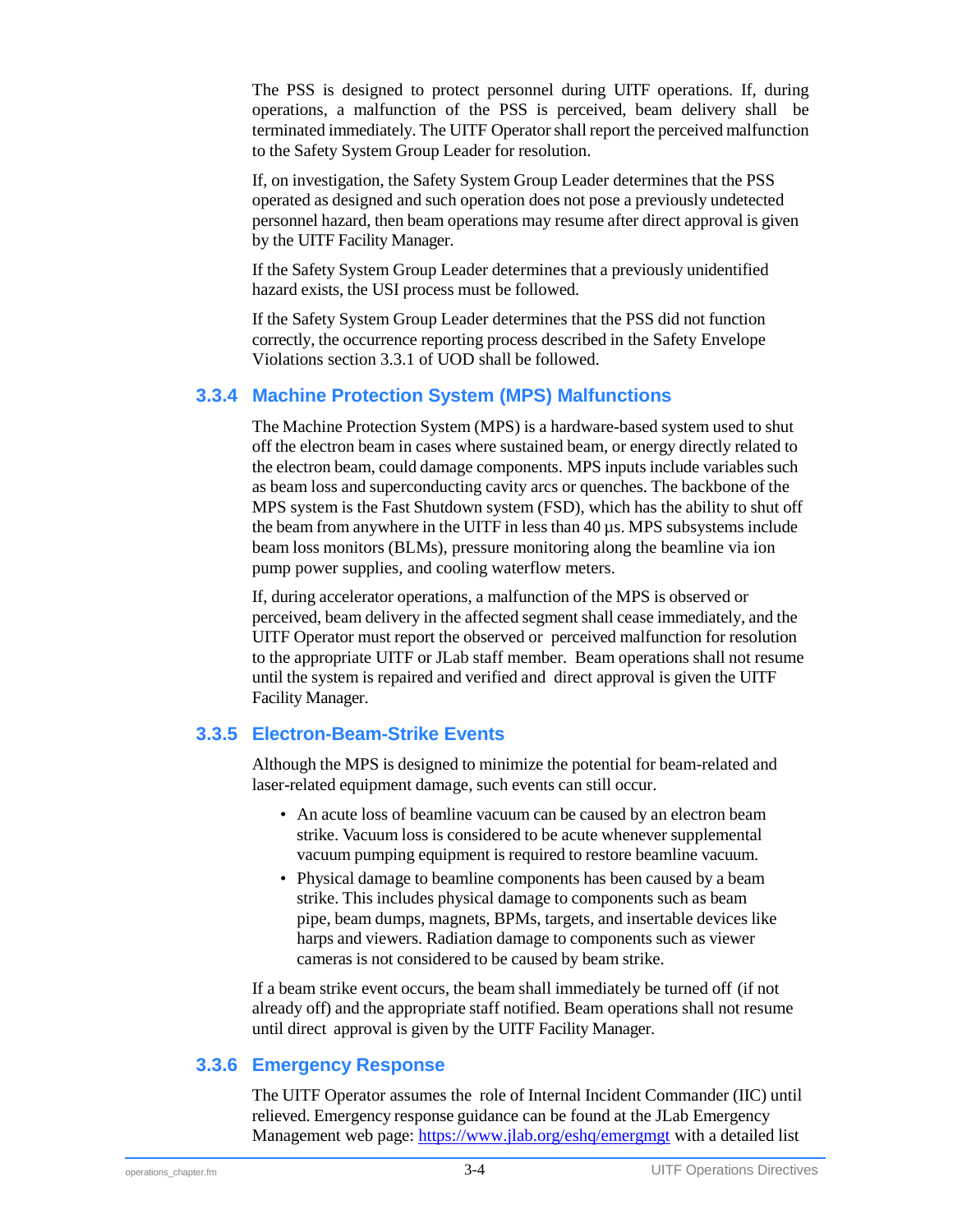The PSS is designed to protect personnel during UITF operations. If, during operations, a malfunction of the PSS is perceived, beam delivery shall be terminated immediately. The UITF Operator shall report the perceived malfunction to the Safety System Group Leader for resolution.

If, on investigation, the Safety System Group Leader determines that the PSS operated as designed and such operation does not pose a previously undetected personnel hazard, then beam operations may resume after direct approval is given by the UITF Facility Manager.

If the Safety System Group Leader determines that a previously unidentified hazard exists, the USI process must be followed.

If the Safety System Group Leader determines that the PSS did not function correctly, the occurrence reporting process described in the Safety Envelope Violations section 3.3.1 of UOD shall be followed.

### 3.3.4 Machine Protection System (MPS) Malfunctions

The Machine Protection System (MPS) is a hardware-based system used to shut off the electron beam in cases where sustained beam, or energy directly related to the electron beam, could damage components. MPS inputs include variables such as beam loss and superconducting cavity arcs or quenches. The backbone of the MPS system is the Fast Shutdown system (FSD), which has the ability to shut off the beam from anywhere in the UITF in less than 40 µs. MPS subsystems include beam loss monitors (BLMs), pressure monitoring along the beamline via ion pump power supplies, and cooling waterflow meters.

If, during accelerator operations, a malfunction of the MPS is observed or perceived, beam delivery in the affected segment shall cease immediately, and the UITF Operator must report the observed or perceived malfunction for resolution to the appropriate UITF or JLab staff member. Beam operations shall not resume until the system is repaired and verified and direct approval is given the UITF Facility Manager.

### 3.3.5 Electron-Beam-Strike Events

Although the MPS is designed to minimize the potential for beam-related and laser-related equipment damage, such events can still occur.

- An acute loss of beamline vacuum can be caused by an electron beam strike. Vacuum loss is considered to be acute whenever supplemental vacuum pumping equipment is required to restore beamline vacuum.
- Physical damage to beamline components has been caused by a beam strike. This includes physical damage to components such as beam pipe, beam dumps, magnets, BPMs, targets, and insertable devices like harps and viewers. Radiation damage to components such as viewer cameras is not considered to be caused by beam strike.

If a beam strike event occurs, the beam shall immediately be turned off (if not already off) and the appropriate staff notified. Beam operations shall not resume until direct approval is given by the UITF Facility Manager.

### 3.3.6 Emergency Response

The UITF Operator assumes the role of Internal Incident Commander (IIC) until relieved. Emergency response guidance can be found at the JLab Emergency Management web page: https://www.jlab.org/eshq/emergmgt with a detailed list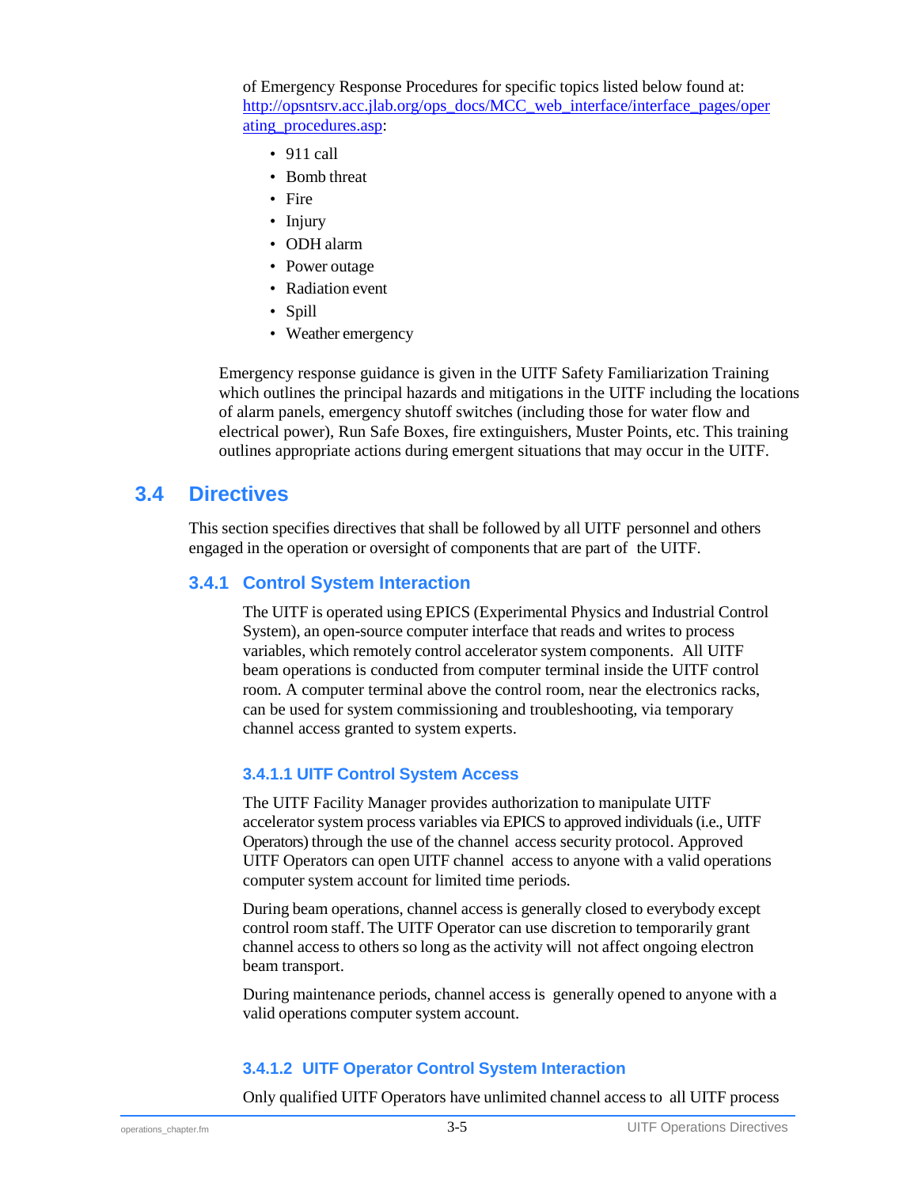of Emergency Response Procedures for specific topics listed below found at: [http://opsntsrv.acc.jlab.org/ops_docs/MCC_web_interface/interface_pages/operating_procedures.asp](http://opsntsrv.acc.jlab.org/ops_docs/MCC_web_interface/interface_pages/operating_procedures.asp):

- 911 call
- Bomb threat
- Fire
- Injury
- ODH alarm
- Power outage
- Radiation event
- Spill
- Weather emergency

Emergency response guidance is given in the UITF Safety Familiarization Training which outlines the principal hazards and mitigations in the UITF including the locations of alarm panels, emergency shutoff switches (including those for water flow and electrical power), Run Safe Boxes, fire extinguishers, Muster Points, etc. This training outlines appropriate actions during emergent situations that may occur in the UITF.

## 3.4 Directives

This section specifies directives that shall be followed by all UITF personnel and others engaged in the operation or oversight of components that are part of the UITF.

### 3.4.1 Control System Interaction

The UITF is operated using EPICS (Experimental Physics and Industrial Control System), an open-source computer interface that reads and writes to process variables, which remotely control accelerator system components. All UITF beam operations is conducted from computer terminal inside the UITF control room. A computer terminal above the control room, near the electronics racks, can be used for system commissioning and troubleshooting, via temporary channel access granted to system experts.

#### 3.4.1.1 UITF Control System Access

The UITF Facility Manager provides authorization to manipulate UITF accelerator system process variables via EPICS to approved individuals (i.e., UITF Operators) through the use of the channel access security protocol. Approved UITF Operators can open UITF channel access to anyone with a valid operations computer system account for limited time periods.

During beam operations, channel access is generally closed to everybody except control room staff. The UITF Operator can use discretion to temporarily grant channel access to others so long as the activity will not affect ongoing electron beam transport.

During maintenance periods, channel access is generally opened to anyone with a valid operations computer system account.

#### 3.4.1.2 UITF Operator Control System Interaction

Only qualified UITF Operators have unlimited channel access to all UITF process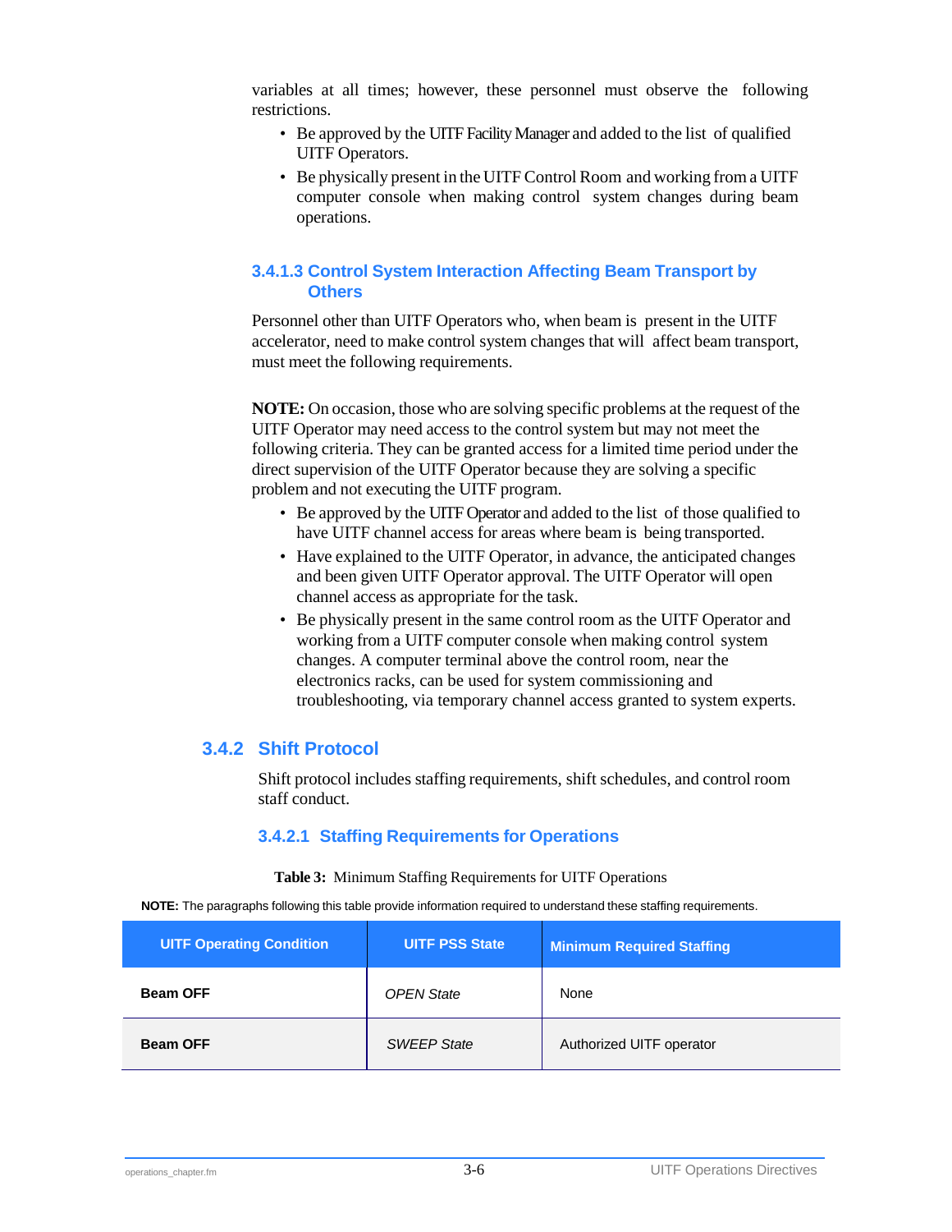variables at all times; however, these personnel must observe the following restrictions.

- Be approved by the UITF Facility Manager and added to the list of qualified UITF Operators.
- Be physically present in the UITF Control Room and working from a UITF computer console when making control system changes during beam operations.

#### 3.4.1.3 Control System Interaction Affecting Beam Transport by Others

Personnel other than UITF Operators who, when beam is present in the UITF accelerator, need to make control system changes that will affect beam transport, must meet the following requirements.

**NOTE:** On occasion, those who are solving specific problems at the request of the UITF Operator may need access to the control system but may not meet the following criteria. They can be granted access for a limited time period under the direct supervision of the UITF Operator because they are solving a specific problem and not executing the UITF program.

- Be approved by the UITF Operator and added to the list of those qualified to have UITF channel access for areas where beam is being transported.
- Have explained to the UITF Operator, in advance, the anticipated changes and been given UITF Operator approval. The UITF Operator will open channel access as appropriate for the task.
- Be physically present in the same control room as the UITF Operator and working from a UITF computer console when making control system changes. A computer terminal above the control room, near the electronics racks, can be used for system commissioning and troubleshooting, via temporary channel access granted to system experts.

## 3.4.2 Shift Protocol

Shift protocol includes staffing requirements, shift schedules, and control room staff conduct.

### 3.4.2.1 Staffing Requirements for Operations

**Table 3:** Minimum Staffing Requirements for UITF Operations

**NOTE:** The paragraphs following this table provide information required to understand these staffing requirements.

| UITF Operating Condition | UITF PSS State | Minimum Required Staffing |
|---|---|---|
| **Beam OFF** | *OPEN State* | None |
| **Beam OFF** | *SWEEP State* | Authorized UITF operator |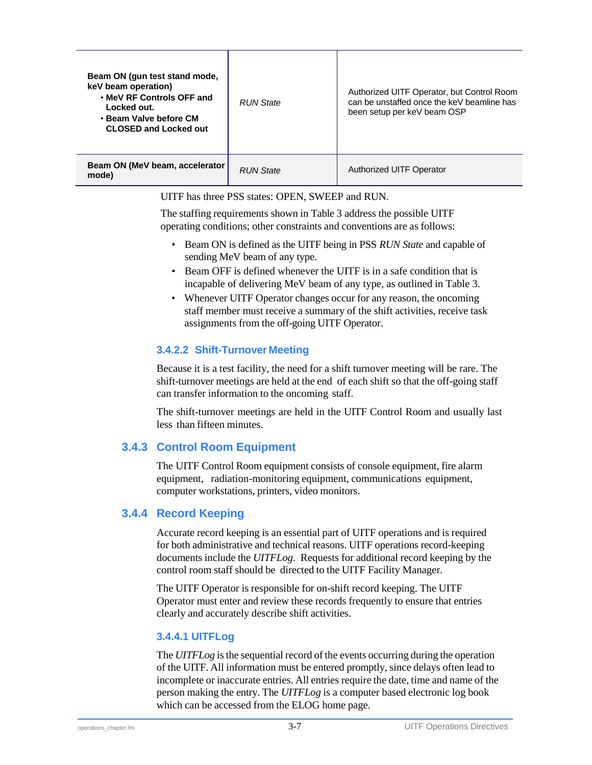| | | |
|---|---|---|
| **Beam ON (gun test stand mode, keV beam operation)**<br>• **MeV RF Controls OFF and Locked out.**<br>• **Beam Valve before CM CLOSED and Locked out** | *RUN State* | Authorized UITF Operator, but Control Room can be unstaffed once the keV beamline has been setup per keV beam OSP |
| **Beam ON (MeV beam, accelerator mode)** | *RUN State* | Authorized UITF Operator |

UITF has three PSS states: OPEN, SWEEP and RUN.

The staffing requirements shown in Table 3 address the possible UITF operating conditions; other constraints and conventions are as follows:

- Beam ON is defined as the UITF being in PSS *RUN State* and capable of sending MeV beam of any type.
- Beam OFF is defined whenever the UITF is in a safe condition that is incapable of delivering MeV beam of any type, as outlined in Table 3.
- Whenever UITF Operator changes occur for any reason, the oncoming staff member must receive a summary of the shift activities, receive task assignments from the off-going UITF Operator.

#### 3.4.2.2 Shift-Turnover Meeting

Because it is a test facility, the need for a shift turnover meeting will be rare. The shift-turnover meetings are held at the end of each shift so that the off-going staff can transfer information to the oncoming staff.

The shift-turnover meetings are held in the UITF Control Room and usually last less than fifteen minutes.

### 3.4.3 Control Room Equipment

The UITF Control Room equipment consists of console equipment, fire alarm equipment, radiation-monitoring equipment, communications equipment, computer workstations, printers, video monitors.

### 3.4.4 Record Keeping

Accurate record keeping is an essential part of UITF operations and is required for both administrative and technical reasons. UITF operations record-keeping documents include the *UITFLog*. Requests for additional record keeping by the control room staff should be directed to the UITF Facility Manager.

The UITF Operator is responsible for on-shift record keeping. The UITF Operator must enter and review these records frequently to ensure that entries clearly and accurately describe shift activities.

#### 3.4.4.1 UITFLog

The *UITFLog* is the sequential record of the events occurring during the operation of the UITF. All information must be entered promptly, since delays often lead to incomplete or inaccurate entries. All entries require the date, time and name of the person making the entry. The *UITFLog* is a computer based electronic log book which can be accessed from the ELOG home page.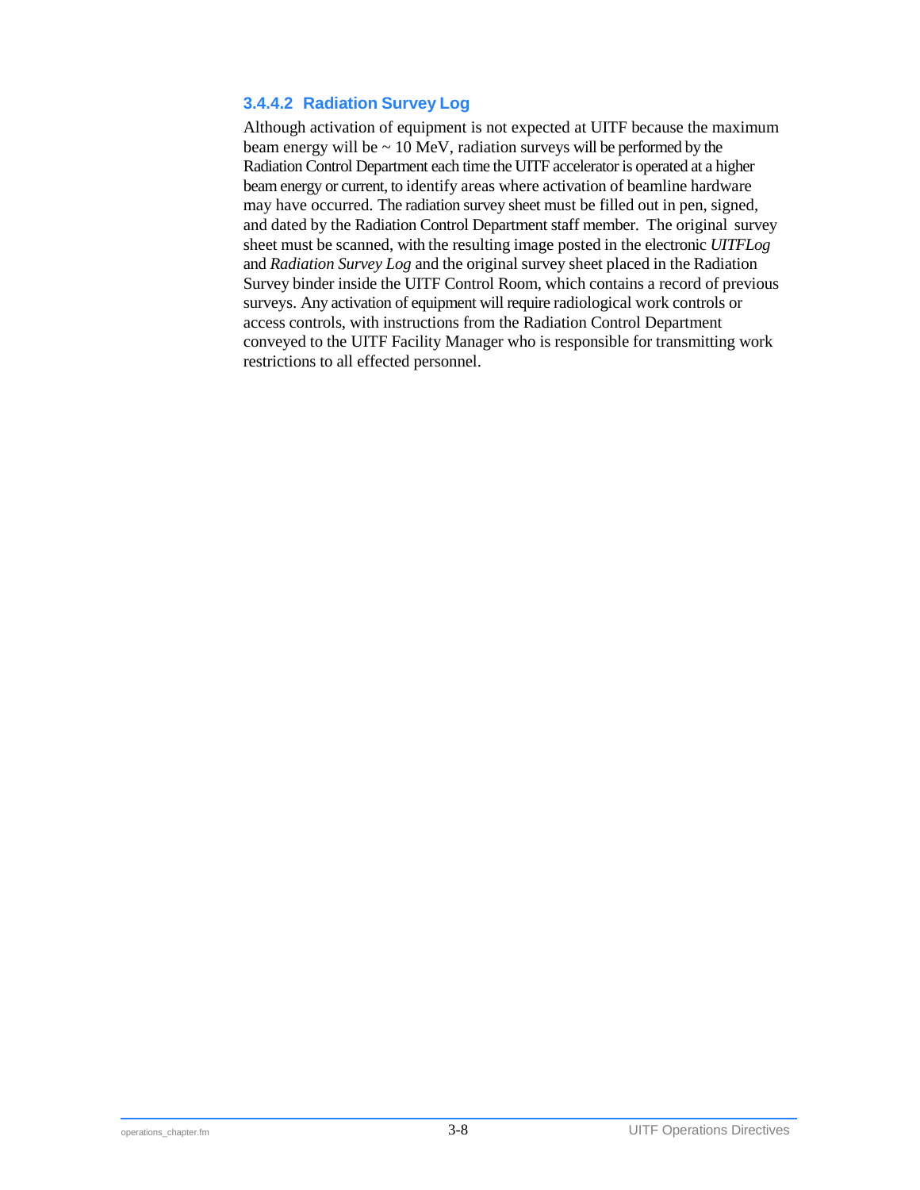#### 3.4.4.2 Radiation Survey Log

Although activation of equipment is not expected at UITF because the maximum beam energy will be ~ 10 MeV, radiation surveys will be performed by the Radiation Control Department each time the UITF accelerator is operated at a higher beam energy or current, to identify areas where activation of beamline hardware may have occurred. The radiation survey sheet must be filled out in pen, signed, and dated by the Radiation Control Department staff member. The original survey sheet must be scanned, with the resulting image posted in the electronic *UITFLog* and *Radiation Survey Log* and the original survey sheet placed in the Radiation Survey binder inside the UITF Control Room, which contains a record of previous surveys. Any activation of equipment will require radiological work controls or access controls, with instructions from the Radiation Control Department conveyed to the UITF Facility Manager who is responsible for transmitting work restrictions to all effected personnel.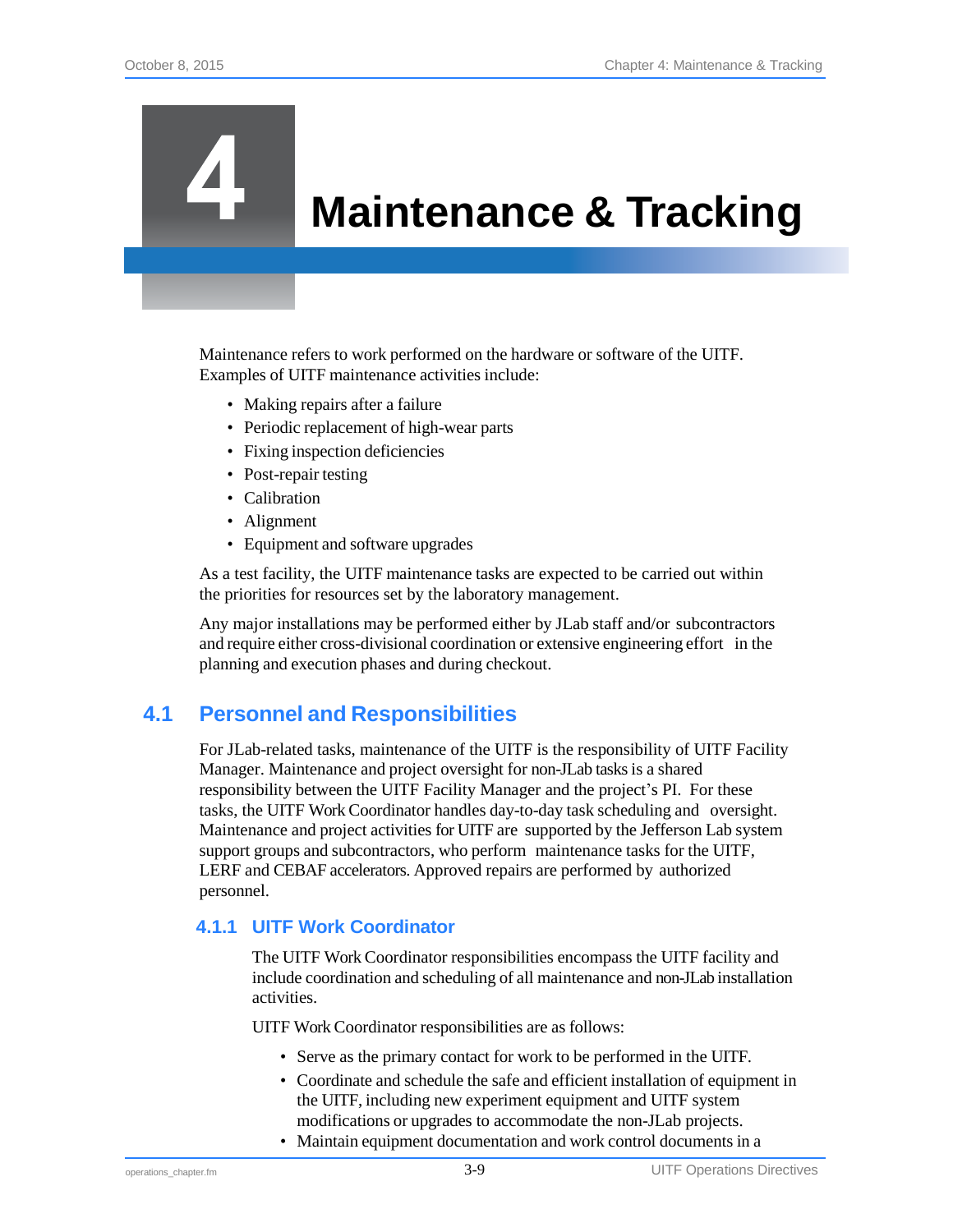# 4 Maintenance & Tracking

Maintenance refers to work performed on the hardware or software of the UITF. Examples of UITF maintenance activities include:

- Making repairs after a failure
- Periodic replacement of high-wear parts
- Fixing inspection deficiencies
- Post-repair testing
- Calibration
- Alignment
- Equipment and software upgrades

As a test facility, the UITF maintenance tasks are expected to be carried out within the priorities for resources set by the laboratory management.

Any major installations may be performed either by JLab staff and/or subcontractors and require either cross-divisional coordination or extensive engineering effort in the planning and execution phases and during checkout.

## 4.1 Personnel and Responsibilities

For JLab-related tasks, maintenance of the UITF is the responsibility of UITF Facility Manager. Maintenance and project oversight for non-JLab tasks is a shared responsibility between the UITF Facility Manager and the project's PI. For these tasks, the UITF Work Coordinator handles day-to-day task scheduling and oversight. Maintenance and project activities for UITF are supported by the Jefferson Lab system support groups and subcontractors, who perform maintenance tasks for the UITF, LERF and CEBAF accelerators. Approved repairs are performed by authorized personnel.

### 4.1.1 UITF Work Coordinator

The UITF Work Coordinator responsibilities encompass the UITF facility and include coordination and scheduling of all maintenance and non-JLab installation activities.

UITF Work Coordinator responsibilities are as follows:

- Serve as the primary contact for work to be performed in the UITF.
- Coordinate and schedule the safe and efficient installation of equipment in the UITF, including new experiment equipment and UITF system modifications or upgrades to accommodate the non-JLab projects.
- Maintain equipment documentation and work control documents in a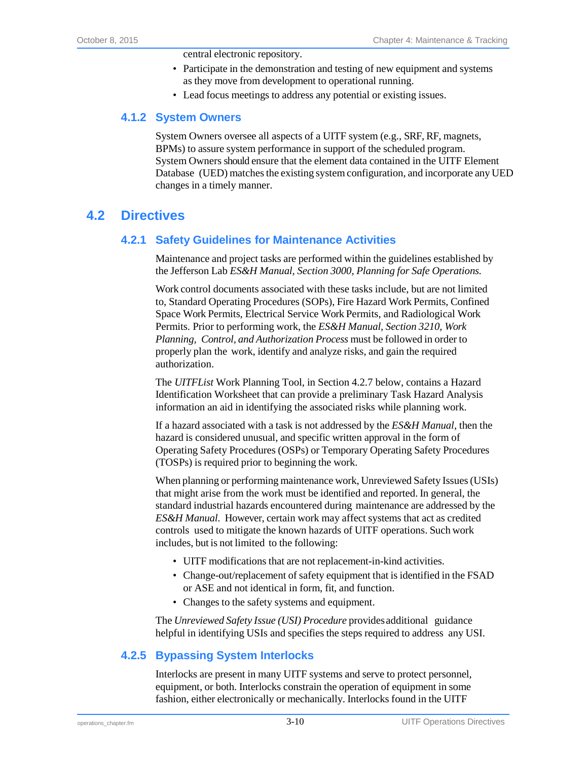central electronic repository.

- Participate in the demonstration and testing of new equipment and systems as they move from development to operational running.
- Lead focus meetings to address any potential or existing issues.

### 4.1.2 System Owners

System Owners oversee all aspects of a UITF system (e.g., SRF, RF, magnets, BPMs) to assure system performance in support of the scheduled program. System Owners should ensure that the element data contained in the UITF Element Database (UED) matches the existing system configuration, and incorporate any UED changes in a timely manner.

## 4.2 Directives

### 4.2.1 Safety Guidelines for Maintenance Activities

Maintenance and project tasks are performed within the guidelines established by the Jefferson Lab *ES&H Manual, Section 3000, Planning for Safe Operations.*

Work control documents associated with these tasks include, but are not limited to, Standard Operating Procedures (SOPs), Fire Hazard Work Permits, Confined Space Work Permits, Electrical Service Work Permits, and Radiological Work Permits. Prior to performing work, the *ES&H Manual, Section 3210, Work Planning, Control, and Authorization Process* must be followed in order to properly plan the work, identify and analyze risks, and gain the required authorization.

The *UITFList* Work Planning Tool, in Section 4.2.7 below, contains a Hazard Identification Worksheet that can provide a preliminary Task Hazard Analysis information an aid in identifying the associated risks while planning work.

If a hazard associated with a task is not addressed by the *ES&H Manual*, then the hazard is considered unusual, and specific written approval in the form of Operating Safety Procedures (OSPs) or Temporary Operating Safety Procedures (TOSPs) is required prior to beginning the work.

When planning or performing maintenance work, Unreviewed Safety Issues (USIs) that might arise from the work must be identified and reported. In general, the standard industrial hazards encountered during maintenance are addressed by the *ES&H Manual.* However, certain work may affect systems that act as credited controls used to mitigate the known hazards of UITF operations. Such work includes, but is not limited to the following:

- UITF modifications that are not replacement-in-kind activities.
- Change-out/replacement of safety equipment that is identified in the FSAD or ASE and not identical in form, fit, and function.
- Changes to the safety systems and equipment.

The *Unreviewed Safety Issue (USI) Procedure* provides additional guidance helpful in identifying USIs and specifies the steps required to address any USI.

### 4.2.5 Bypassing System Interlocks

Interlocks are present in many UITF systems and serve to protect personnel, equipment, or both. Interlocks constrain the operation of equipment in some fashion, either electronically or mechanically. Interlocks found in the UITF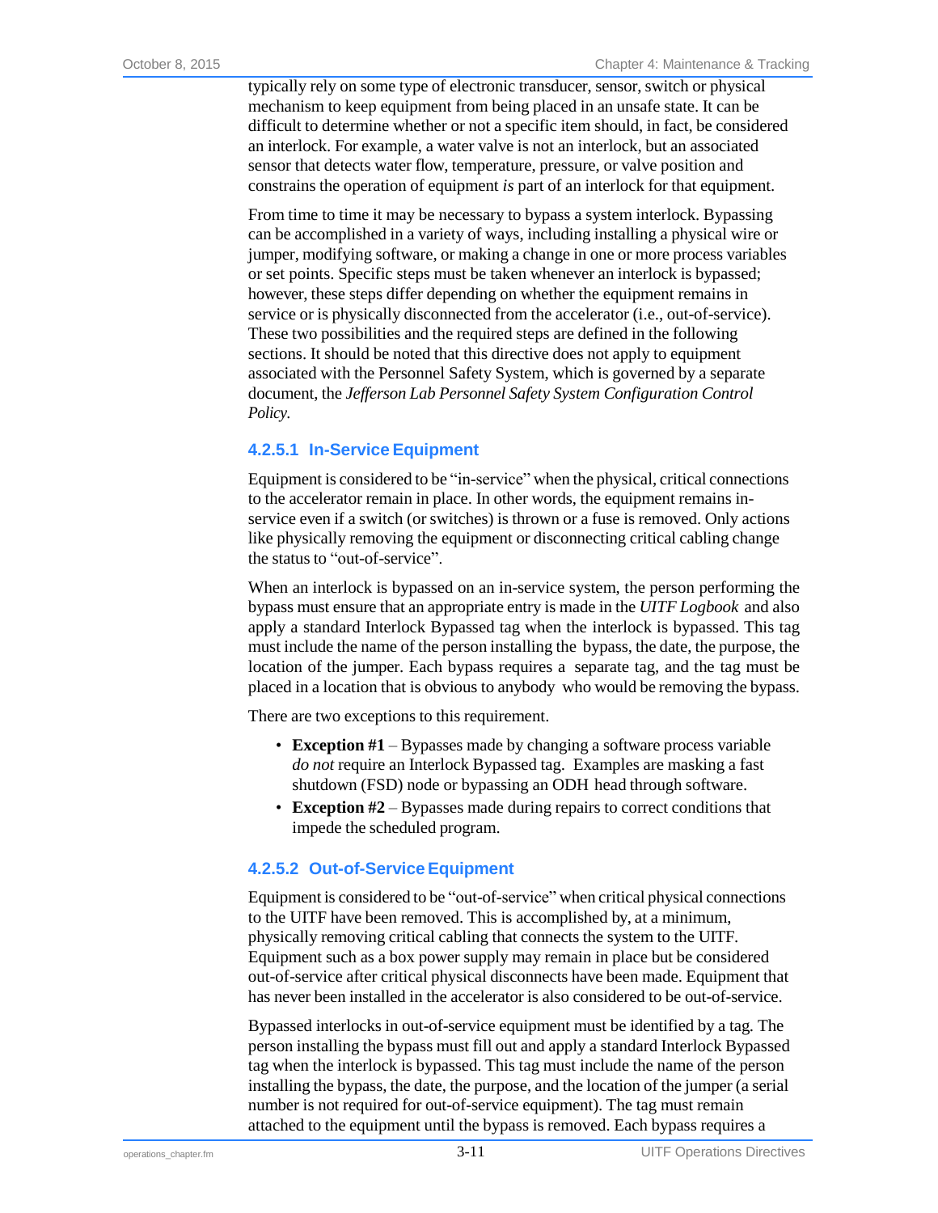typically rely on some type of electronic transducer, sensor, switch or physical mechanism to keep equipment from being placed in an unsafe state. It can be difficult to determine whether or not a specific item should, in fact, be considered an interlock. For example, a water valve is not an interlock, but an associated sensor that detects water flow, temperature, pressure, or valve position and constrains the operation of equipment *is* part of an interlock for that equipment.

From time to time it may be necessary to bypass a system interlock. Bypassing can be accomplished in a variety of ways, including installing a physical wire or jumper, modifying software, or making a change in one or more process variables or set points. Specific steps must be taken whenever an interlock is bypassed; however, these steps differ depending on whether the equipment remains in service or is physically disconnected from the accelerator (i.e., out-of-service). These two possibilities and the required steps are defined in the following sections. It should be noted that this directive does not apply to equipment associated with the Personnel Safety System, which is governed by a separate document, the *Jefferson Lab Personnel Safety System Configuration Control Policy.*

#### 4.2.5.1 In-Service Equipment

Equipment is considered to be "in-service" when the physical, critical connections to the accelerator remain in place. In other words, the equipment remains in-service even if a switch (or switches) is thrown or a fuse is removed. Only actions like physically removing the equipment or disconnecting critical cabling change the status to "out-of-service".

When an interlock is bypassed on an in-service system, the person performing the bypass must ensure that an appropriate entry is made in the *UITF Logbook* and also apply a standard Interlock Bypassed tag when the interlock is bypassed. This tag must include the name of the person installing the bypass, the date, the purpose, the location of the jumper. Each bypass requires a separate tag, and the tag must be placed in a location that is obvious to anybody who would be removing the bypass.

There are two exceptions to this requirement.

- **Exception #1** – Bypasses made by changing a software process variable *do not* require an Interlock Bypassed tag. Examples are masking a fast shutdown (FSD) node or bypassing an ODH head through software.
- **Exception #2** – Bypasses made during repairs to correct conditions that impede the scheduled program.

#### 4.2.5.2 Out-of-Service Equipment

Equipment is considered to be "out-of-service" when critical physical connections to the UITF have been removed. This is accomplished by, at a minimum, physically removing critical cabling that connects the system to the UITF. Equipment such as a box power supply may remain in place but be considered out-of-service after critical physical disconnects have been made. Equipment that has never been installed in the accelerator is also considered to be out-of-service.

Bypassed interlocks in out-of-service equipment must be identified by a tag. The person installing the bypass must fill out and apply a standard Interlock Bypassed tag when the interlock is bypassed. This tag must include the name of the person installing the bypass, the date, the purpose, and the location of the jumper (a serial number is not required for out-of-service equipment). The tag must remain attached to the equipment until the bypass is removed. Each bypass requires a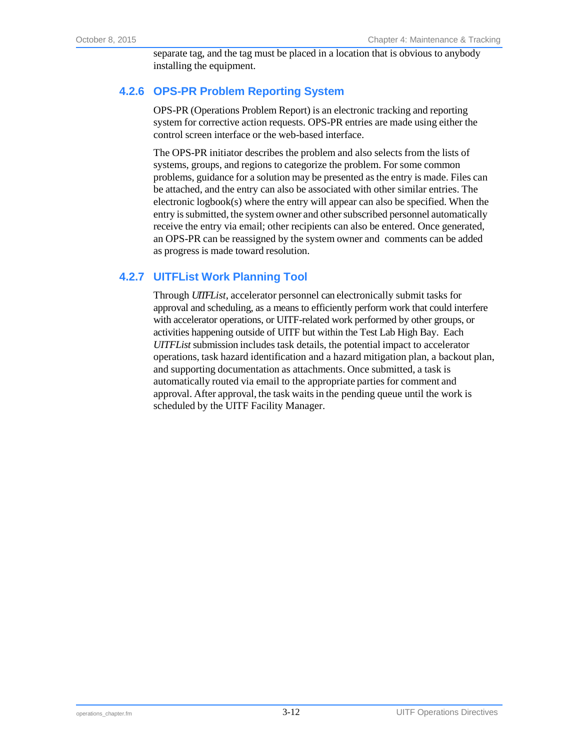separate tag, and the tag must be placed in a location that is obvious to anybody installing the equipment.

### 4.2.6 OPS-PR Problem Reporting System

OPS-PR (Operations Problem Report) is an electronic tracking and reporting system for corrective action requests. OPS-PR entries are made using either the control screen interface or the web-based interface.

The OPS-PR initiator describes the problem and also selects from the lists of systems, groups, and regions to categorize the problem. For some common problems, guidance for a solution may be presented as the entry is made. Files can be attached, and the entry can also be associated with other similar entries. The electronic logbook(s) where the entry will appear can also be specified. When the entry is submitted, the system owner and other subscribed personnel automatically receive the entry via email; other recipients can also be entered. Once generated, an OPS-PR can be reassigned by the system owner and comments can be added as progress is made toward resolution.

### 4.2.7 UITFList Work Planning Tool

Through *UITFList*, accelerator personnel can electronically submit tasks for approval and scheduling, as a means to efficiently perform work that could interfere with accelerator operations, or UITF-related work performed by other groups, or activities happening outside of UITF but within the Test Lab High Bay. Each *UITFList* submission includes task details, the potential impact to accelerator operations, task hazard identification and a hazard mitigation plan, a backout plan, and supporting documentation as attachments. Once submitted, a task is automatically routed via email to the appropriate parties for comment and approval. After approval, the task waits in the pending queue until the work is scheduled by the UITF Facility Manager.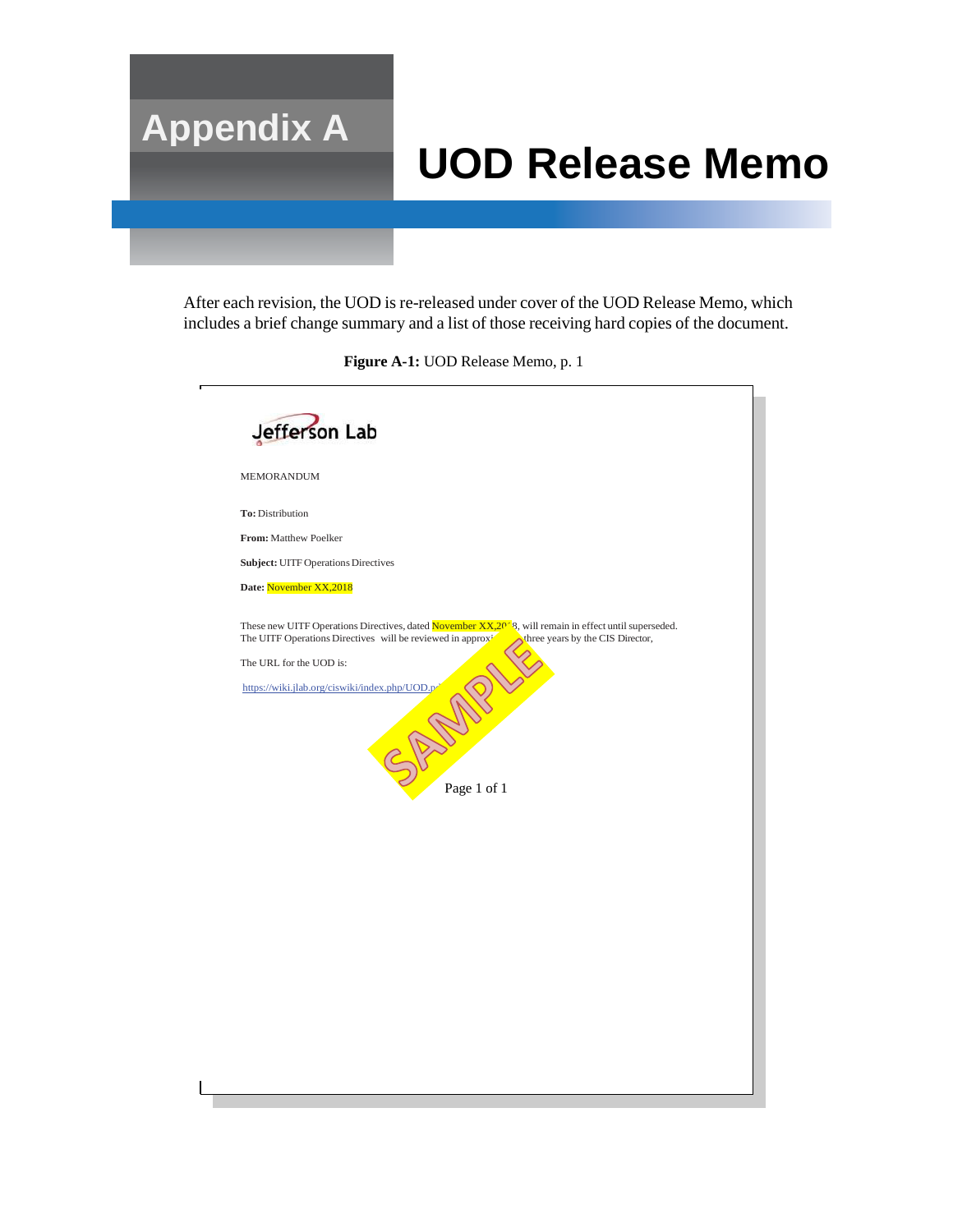# Appendix A

# UOD Release Memo

After each revision, the UOD is re-released under cover of the UOD Release Memo, which includes a brief change summary and a list of those receiving hard copies of the document.

**Figure A-1:** UOD Release Memo, p. 1

Jefferson Lab

MEMORANDUM

**To:** Distribution

**From:** Matthew Poelker

**Subject:** UITF Operations Directives

**Date:** November XX,2018

These new UITF Operations Directives, dated November XX,20 8, will remain in effect until superseded. The UITF Operations Directives will be reviewed in approxi three years by the CIS Director,

The URL for the UOD is:

https://wiki.jlab.org/ciswiki/index.php/UOD.p

SAMPLE

Page 1 of 1